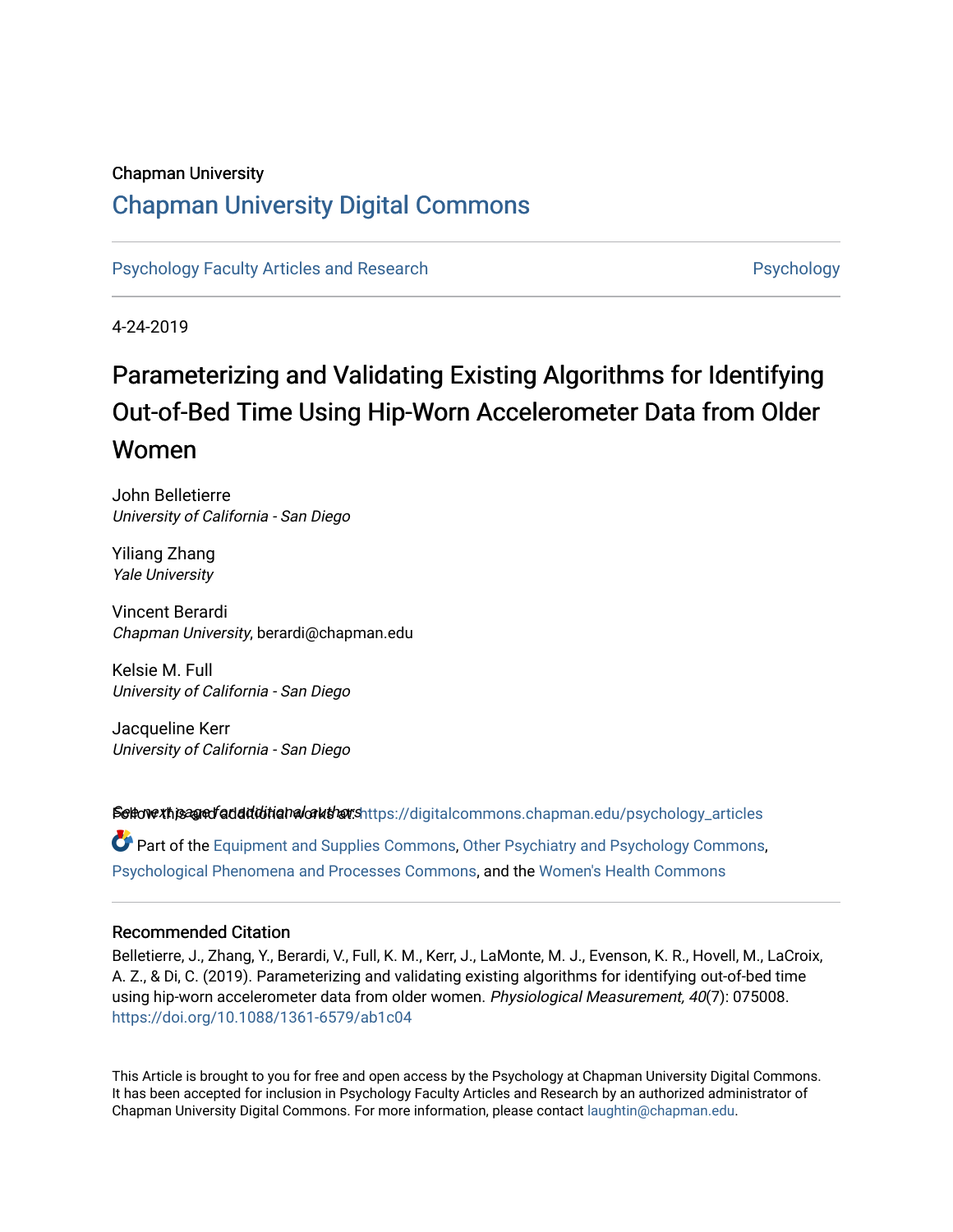Chapman University

# Chapman University Digital Commons

Psychology Faculty Articles and Research

Psychology

4-24-2019

# Parameterizing and Validating Existing Algorithms for Identifying Out-of-Bed Time Using Hip-Worn Accelerometer Data from Older Women

John Belletierre
*University of California - San Diego*

Yiliang Zhang
*Yale University*

Vincent Berardi
*Chapman University*, berardi@chapman.edu

Kelsie M. Full
*University of California - San Diego*

Jacqueline Kerr
*University of California - San Diego*

*See next page for additional authors*

Follow this and additional works at: https://digitalcommons.chapman.edu/psychology_articles

Part of the Equipment and Supplies Commons, Other Psychiatry and Psychology Commons, Psychological Phenomena and Processes Commons, and the Women's Health Commons

### Recommended Citation

Belletierre, J., Zhang, Y., Berardi, V., Full, K. M., Kerr, J., LaMonte, M. J., Evenson, K. R., Hovell, M., LaCroix, A. Z., & Di, C. (2019). Parameterizing and validating existing algorithms for identifying out-of-bed time using hip-worn accelerometer data from older women. *Physiological Measurement, 40*(7): 075008. https://doi.org/10.1088/1361-6579/ab1c04

This Article is brought to you for free and open access by the Psychology at Chapman University Digital Commons. It has been accepted for inclusion in Psychology Faculty Articles and Research by an authorized administrator of Chapman University Digital Commons. For more information, please contact laughtin@chapman.edu.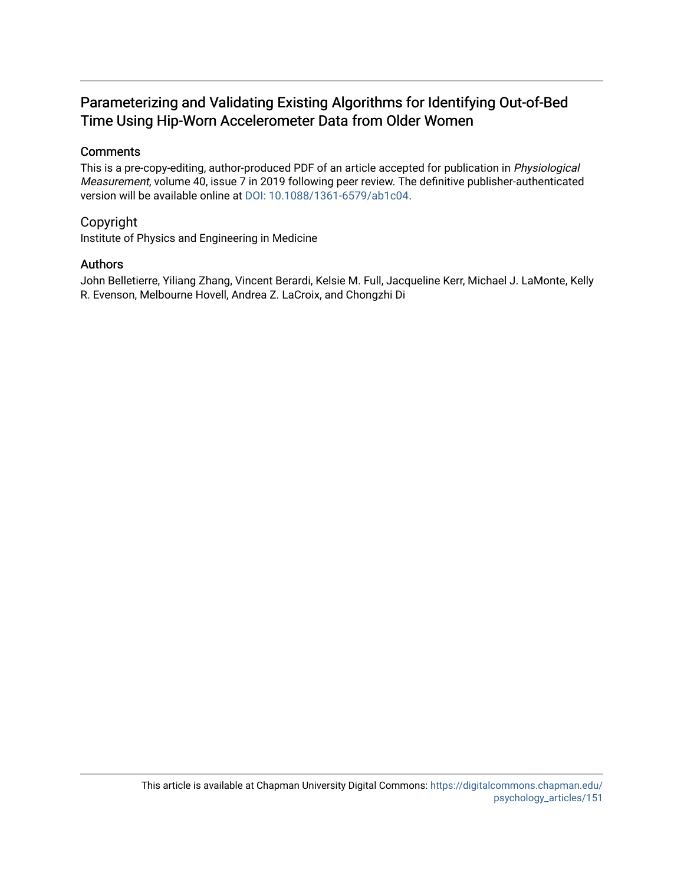# Parameterizing and Validating Existing Algorithms for Identifying Out-of-Bed Time Using Hip-Worn Accelerometer Data from Older Women

## Comments

This is a pre-copy-editing, author-produced PDF of an article accepted for publication in *Physiological Measurement*, volume 40, issue 7 in 2019 following peer review. The definitive publisher-authenticated version will be available online at DOI: 10.1088/1361-6579/ab1c04.

## Copyright

Institute of Physics and Engineering in Medicine

## Authors

John Belletierre, Yiliang Zhang, Vincent Berardi, Kelsie M. Full, Jacqueline Kerr, Michael J. LaMonte, Kelly R. Evenson, Melbourne Hovell, Andrea Z. LaCroix, and Chongzhi Di

This article is available at Chapman University Digital Commons: https://digitalcommons.chapman.edu/psychology_articles/151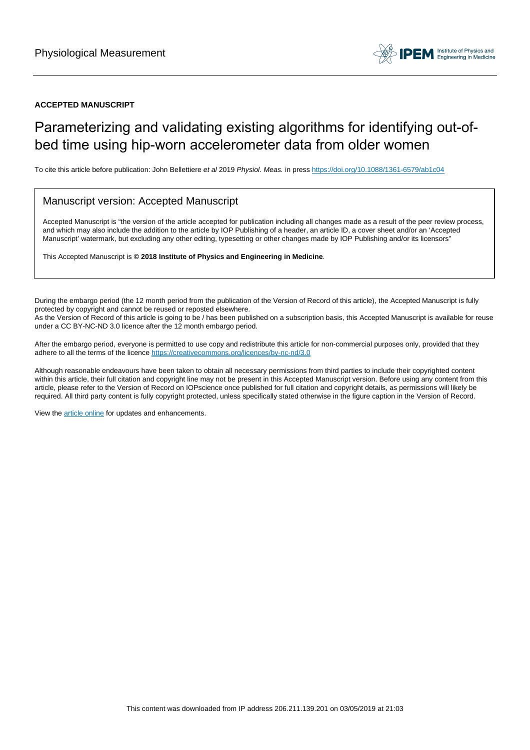Physiological Measurement

**ACCEPTED MANUSCRIPT**

# Parameterizing and validating existing algorithms for identifying out-of-bed time using hip-worn accelerometer data from older women

To cite this article before publication: John Bellettiere *et al* 2019 *Physiol. Meas.* in press https://doi.org/10.1088/1361-6579/ab1c04

## Manuscript version: Accepted Manuscript

Accepted Manuscript is "the version of the article accepted for publication including all changes made as a result of the peer review process, and which may also include the addition to the article by IOP Publishing of a header, an article ID, a cover sheet and/or an 'Accepted Manuscript' watermark, but excluding any other editing, typesetting or other changes made by IOP Publishing and/or its licensors"

This Accepted Manuscript is **© 2018 Institute of Physics and Engineering in Medicine**.

During the embargo period (the 12 month period from the publication of the Version of Record of this article), the Accepted Manuscript is fully protected by copyright and cannot be reused or reposted elsewhere.

As the Version of Record of this article is going to be / has been published on a subscription basis, this Accepted Manuscript is available for reuse under a CC BY-NC-ND 3.0 licence after the 12 month embargo period.

After the embargo period, everyone is permitted to use copy and redistribute this article for non-commercial purposes only, provided that they adhere to all the terms of the licence https://creativecommons.org/licences/by-nc-nd/3.0

Although reasonable endeavours have been taken to obtain all necessary permissions from third parties to include their copyrighted content within this article, their full citation and copyright line may not be present in this Accepted Manuscript version. Before using any content from this article, please refer to the Version of Record on IOPscience once published for full citation and copyright details, as permissions will likely be required. All third party content is fully copyright protected, unless specifically stated otherwise in the figure caption in the Version of Record.

View the article online for updates and enhancements.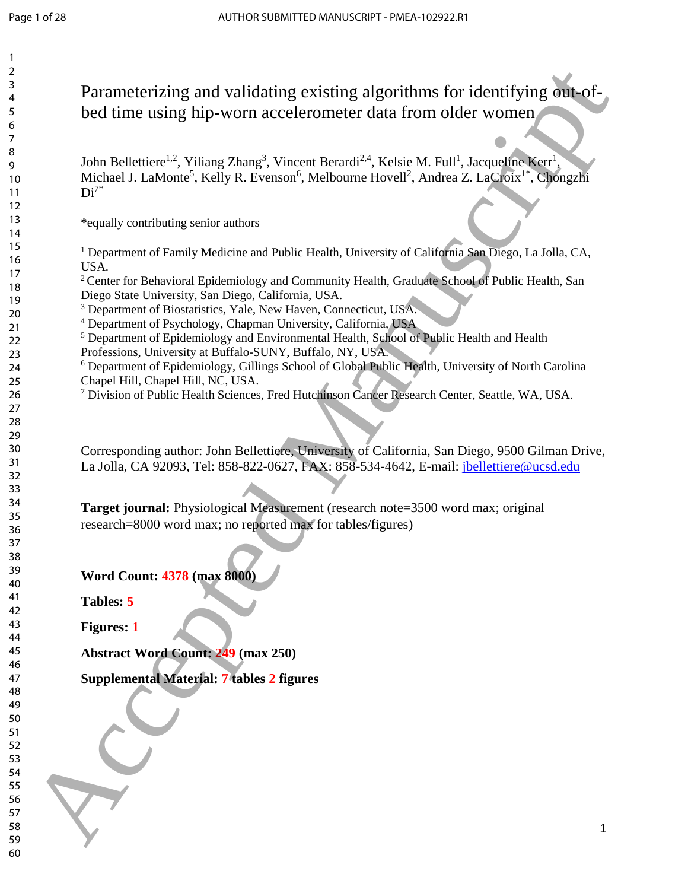# Parameterizing and validating existing algorithms for identifying out-of-bed time using hip-worn accelerometer data from older women

John Bellettiere[1,2], Yiliang Zhang[3], Vincent Berardi[2,4], Kelsie M. Full[1], Jacqueline Kerr[1], Michael J. LaMonte[5], Kelly R. Evenson[6], Melbourne Hovell[2], Andrea Z. LaCroix[1*], Chongzhi Di[7*]

**\***equally contributing senior authors

[1] Department of Family Medicine and Public Health, University of California San Diego, La Jolla, CA, USA.
[2] Center for Behavioral Epidemiology and Community Health, Graduate School of Public Health, San Diego State University, San Diego, California, USA.
[3] Department of Biostatistics, Yale, New Haven, Connecticut, USA.
[4] Department of Psychology, Chapman University, California, USA
[5] Department of Epidemiology and Environmental Health, School of Public Health and Health Professions, University at Buffalo-SUNY, Buffalo, NY, USA.
[6] Department of Epidemiology, Gillings School of Global Public Health, University of North Carolina Chapel Hill, Chapel Hill, NC, USA.
[7] Division of Public Health Sciences, Fred Hutchinson Cancer Research Center, Seattle, WA, USA.

Corresponding author: John Bellettiere, University of California, San Diego, 9500 Gilman Drive, La Jolla, CA 92093, Tel: 858-822-0627, FAX: 858-534-4642, E-mail: jbellettiere@ucsd.edu

**Target journal:** Physiological Measurement (research note=3500 word max; original research=8000 word max; no reported max for tables/figures)

**Word Count: 4378 (max 8000)**

**Tables: 5**

**Figures: 1**

**Abstract Word Count: 249 (max 250)**

**Supplemental Material: 7 tables 2 figures**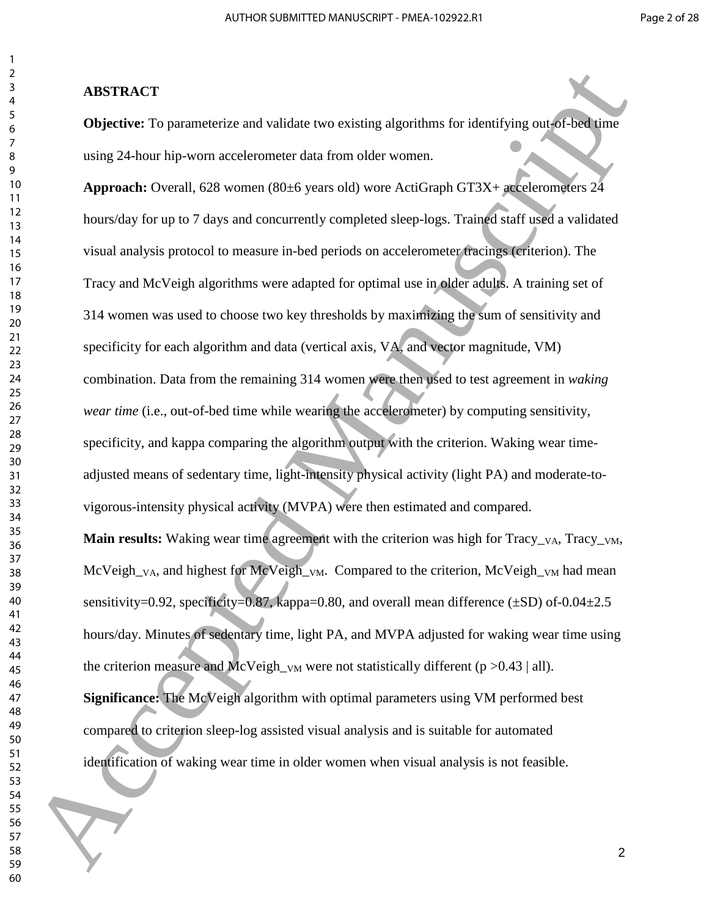**ABSTRACT**

**Objective:** To parameterize and validate two existing algorithms for identifying out-of-bed time using 24-hour hip-worn accelerometer data from older women.

**Approach:** Overall, 628 women (80±6 years old) wore ActiGraph GT3X+ accelerometers 24 hours/day for up to 7 days and concurrently completed sleep-logs. Trained staff used a validated visual analysis protocol to measure in-bed periods on accelerometer tracings (criterion). The Tracy and McVeigh algorithms were adapted for optimal use in older adults. A training set of 314 women was used to choose two key thresholds by maximizing the sum of sensitivity and specificity for each algorithm and data (vertical axis, VA, and vector magnitude, VM) combination. Data from the remaining 314 women were then used to test agreement in *waking wear time* (i.e., out-of-bed time while wearing the accelerometer) by computing sensitivity, specificity, and kappa comparing the algorithm output with the criterion. Waking wear time-adjusted means of sedentary time, light-intensity physical activity (light PA) and moderate-to-vigorous-intensity physical activity (MVPA) were then estimated and compared.

**Main results:** Waking wear time agreement with the criterion was high for Tracy_$_{VA}$, Tracy_$_{VM}$, McVeigh_$_{VA}$, and highest for McVeigh_$_{VM}$. Compared to the criterion, McVeigh_$_{VM}$ had mean sensitivity=0.92, specificity=0.87, kappa=0.80, and overall mean difference (±SD) of-0.04±2.5 hours/day. Minutes of sedentary time, light PA, and MVPA adjusted for waking wear time using the criterion measure and McVeigh_$_{VM}$ were not statistically different ($p > 0.43$ | all).

**Significance:** The McVeigh algorithm with optimal parameters using VM performed best compared to criterion sleep-log assisted visual analysis and is suitable for automated identification of waking wear time in older women when visual analysis is not feasible.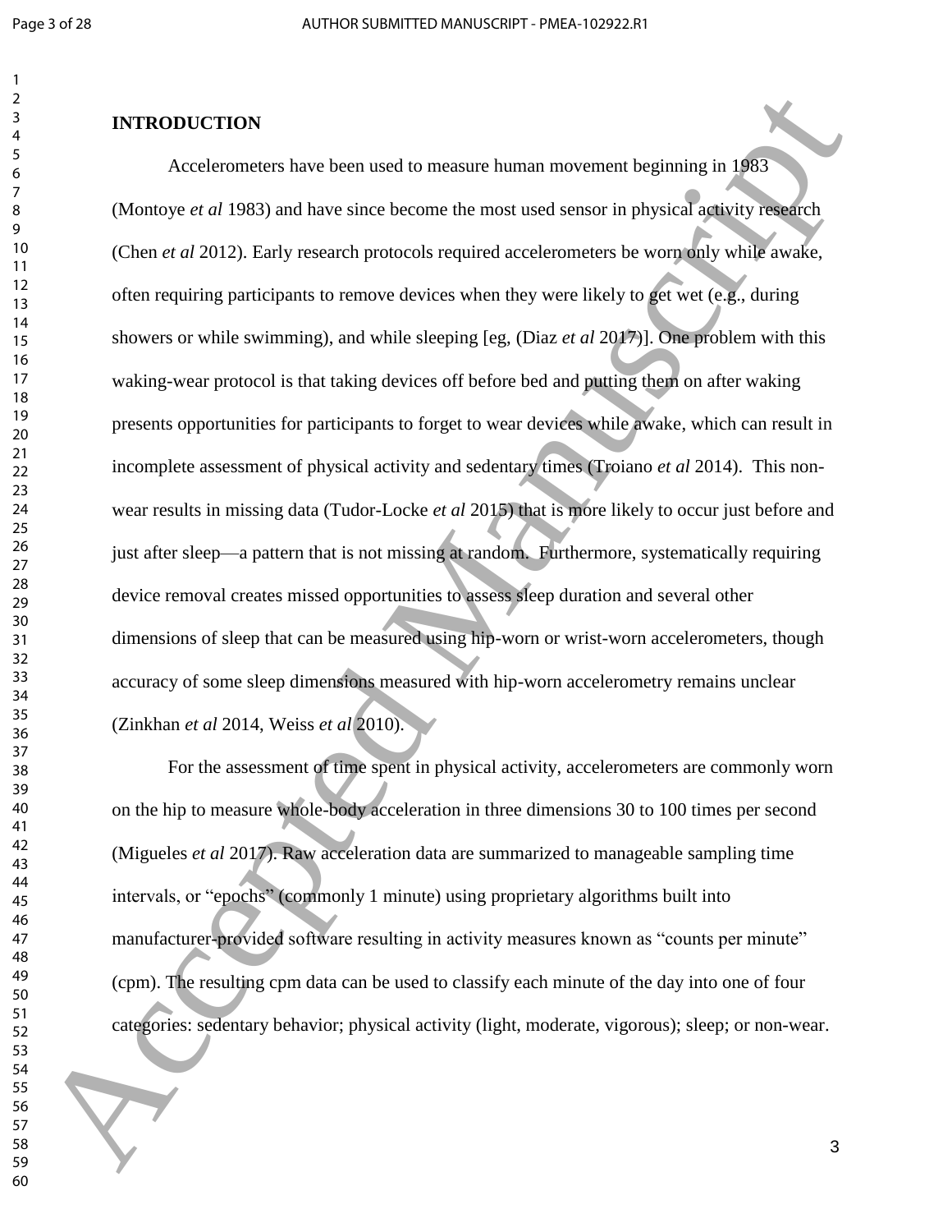# INTRODUCTION

Accelerometers have been used to measure human movement beginning in 1983 (Montoye *et al* 1983) and have since become the most used sensor in physical activity research (Chen *et al* 2012). Early research protocols required accelerometers be worn only while awake, often requiring participants to remove devices when they were likely to get wet (e.g., during showers or while swimming), and while sleeping [eg, (Diaz *et al* 2017)]. One problem with this waking-wear protocol is that taking devices off before bed and putting them on after waking presents opportunities for participants to forget to wear devices while awake, which can result in incomplete assessment of physical activity and sedentary times (Troiano *et al* 2014). This non-wear results in missing data (Tudor-Locke *et al* 2015) that is more likely to occur just before and just after sleep—a pattern that is not missing at random. Furthermore, systematically requiring device removal creates missed opportunities to assess sleep duration and several other dimensions of sleep that can be measured using hip-worn or wrist-worn accelerometers, though accuracy of some sleep dimensions measured with hip-worn accelerometry remains unclear (Zinkhan *et al* 2014, Weiss *et al* 2010).

For the assessment of time spent in physical activity, accelerometers are commonly worn on the hip to measure whole-body acceleration in three dimensions 30 to 100 times per second (Migueles *et al* 2017). Raw acceleration data are summarized to manageable sampling time intervals, or "epochs" (commonly 1 minute) using proprietary algorithms built into manufacturer-provided software resulting in activity measures known as "counts per minute" (cpm). The resulting cpm data can be used to classify each minute of the day into one of four categories: sedentary behavior; physical activity (light, moderate, vigorous); sleep; or non-wear.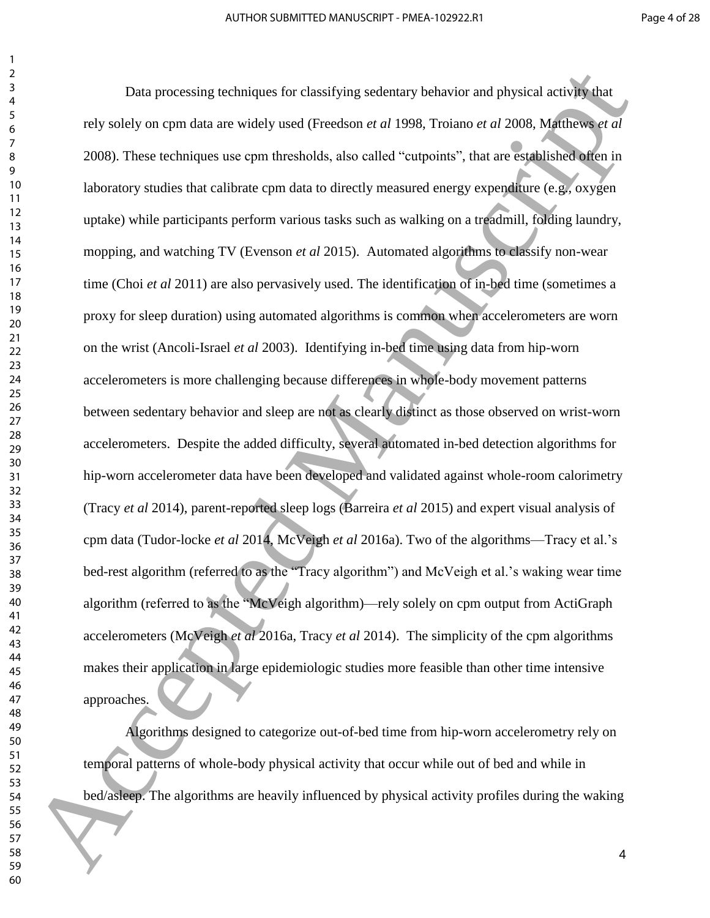Data processing techniques for classifying sedentary behavior and physical activity that rely solely on cpm data are widely used (Freedson *et al* 1998, Troiano *et al* 2008, Matthews *et al* 2008). These techniques use cpm thresholds, also called "cutpoints", that are established often in laboratory studies that calibrate cpm data to directly measured energy expenditure (e.g., oxygen uptake) while participants perform various tasks such as walking on a treadmill, folding laundry, mopping, and watching TV (Evenson *et al* 2015). Automated algorithms to classify non-wear time (Choi *et al* 2011) are also pervasively used. The identification of in-bed time (sometimes a proxy for sleep duration) using automated algorithms is common when accelerometers are worn on the wrist (Ancoli-Israel *et al* 2003). Identifying in-bed time using data from hip-worn accelerometers is more challenging because differences in whole-body movement patterns between sedentary behavior and sleep are not as clearly distinct as those observed on wrist-worn accelerometers. Despite the added difficulty, several automated in-bed detection algorithms for hip-worn accelerometer data have been developed and validated against whole-room calorimetry (Tracy *et al* 2014), parent-reported sleep logs (Barreira *et al* 2015) and expert visual analysis of cpm data (Tudor-locke *et al* 2014, McVeigh *et al* 2016a). Two of the algorithms—Tracy et al.'s bed-rest algorithm (referred to as the "Tracy algorithm") and McVeigh et al.'s waking wear time algorithm (referred to as the "McVeigh algorithm)—rely solely on cpm output from ActiGraph accelerometers (McVeigh *et al* 2016a, Tracy *et al* 2014). The simplicity of the cpm algorithms makes their application in large epidemiologic studies more feasible than other time intensive approaches.

Algorithms designed to categorize out-of-bed time from hip-worn accelerometry rely on temporal patterns of whole-body physical activity that occur while out of bed and while in bed/asleep. The algorithms are heavily influenced by physical activity profiles during the waking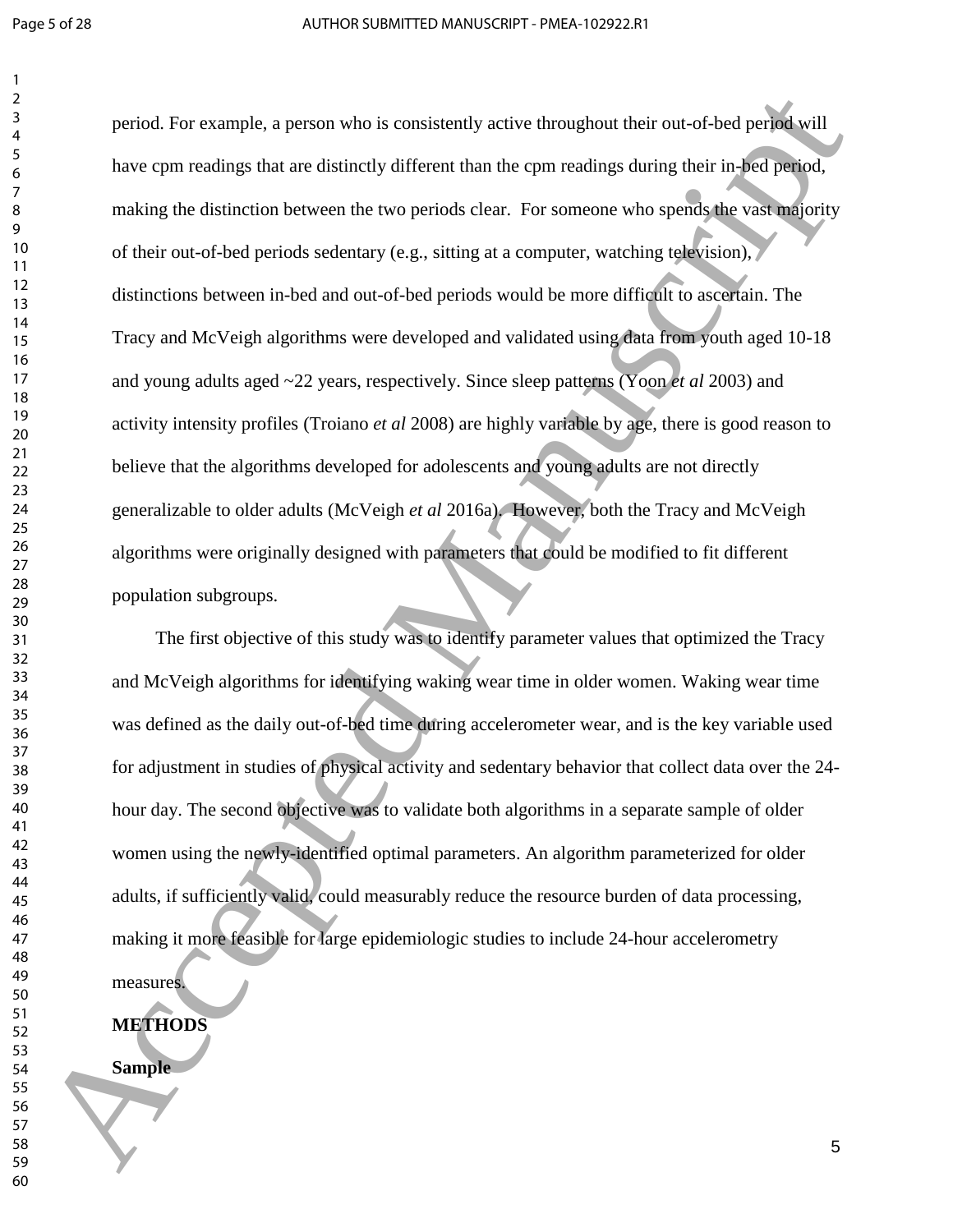period. For example, a person who is consistently active throughout their out-of-bed period will have cpm readings that are distinctly different than the cpm readings during their in-bed period, making the distinction between the two periods clear. For someone who spends the vast majority of their out-of-bed periods sedentary (e.g., sitting at a computer, watching television), distinctions between in-bed and out-of-bed periods would be more difficult to ascertain. The Tracy and McVeigh algorithms were developed and validated using data from youth aged 10-18 and young adults aged ~22 years, respectively. Since sleep patterns (Yoon *et al* 2003) and activity intensity profiles (Troiano *et al* 2008) are highly variable by age, there is good reason to believe that the algorithms developed for adolescents and young adults are not directly generalizable to older adults (McVeigh *et al* 2016a). However, both the Tracy and McVeigh algorithms were originally designed with parameters that could be modified to fit different population subgroups.

The first objective of this study was to identify parameter values that optimized the Tracy and McVeigh algorithms for identifying waking wear time in older women. Waking wear time was defined as the daily out-of-bed time during accelerometer wear, and is the key variable used for adjustment in studies of physical activity and sedentary behavior that collect data over the 24-hour day. The second objective was to validate both algorithms in a separate sample of older women using the newly-identified optimal parameters. An algorithm parameterized for older adults, if sufficiently valid, could measurably reduce the resource burden of data processing, making it more feasible for large epidemiologic studies to include 24-hour accelerometry measures.

## METHODS

### Sample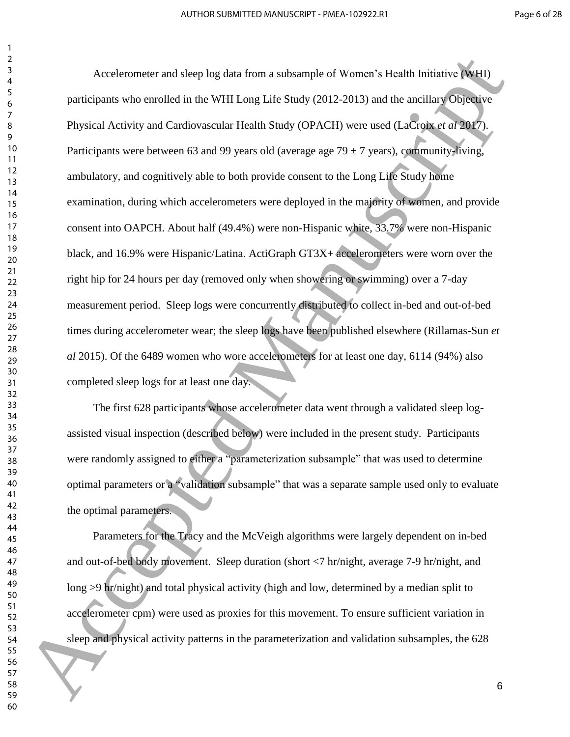Accelerometer and sleep log data from a subsample of Women's Health Initiative (WHI) participants who enrolled in the WHI Long Life Study (2012-2013) and the ancillary Objective Physical Activity and Cardiovascular Health Study (OPACH) were used (LaCroix *et al* 2017). Participants were between 63 and 99 years old (average age 79 ± 7 years), community-living, ambulatory, and cognitively able to both provide consent to the Long Life Study home examination, during which accelerometers were deployed in the majority of women, and provide consent into OAPCH. About half (49.4%) were non-Hispanic white, 33.7% were non-Hispanic black, and 16.9% were Hispanic/Latina. ActiGraph GT3X+ accelerometers were worn over the right hip for 24 hours per day (removed only when showering or swimming) over a 7-day measurement period. Sleep logs were concurrently distributed to collect in-bed and out-of-bed times during accelerometer wear; the sleep logs have been published elsewhere (Rillamas-Sun *et al* 2015). Of the 6489 women who wore accelerometers for at least one day, 6114 (94%) also completed sleep logs for at least one day.

The first 628 participants whose accelerometer data went through a validated sleep log-assisted visual inspection (described below) were included in the present study. Participants were randomly assigned to either a "parameterization subsample" that was used to determine optimal parameters or a "validation subsample" that was a separate sample used only to evaluate the optimal parameters.

Parameters for the Tracy and the McVeigh algorithms were largely dependent on in-bed and out-of-bed body movement. Sleep duration (short <7 hr/night, average 7-9 hr/night, and long >9 hr/night) and total physical activity (high and low, determined by a median split to accelerometer cpm) were used as proxies for this movement. To ensure sufficient variation in sleep and physical activity patterns in the parameterization and validation subsamples, the 628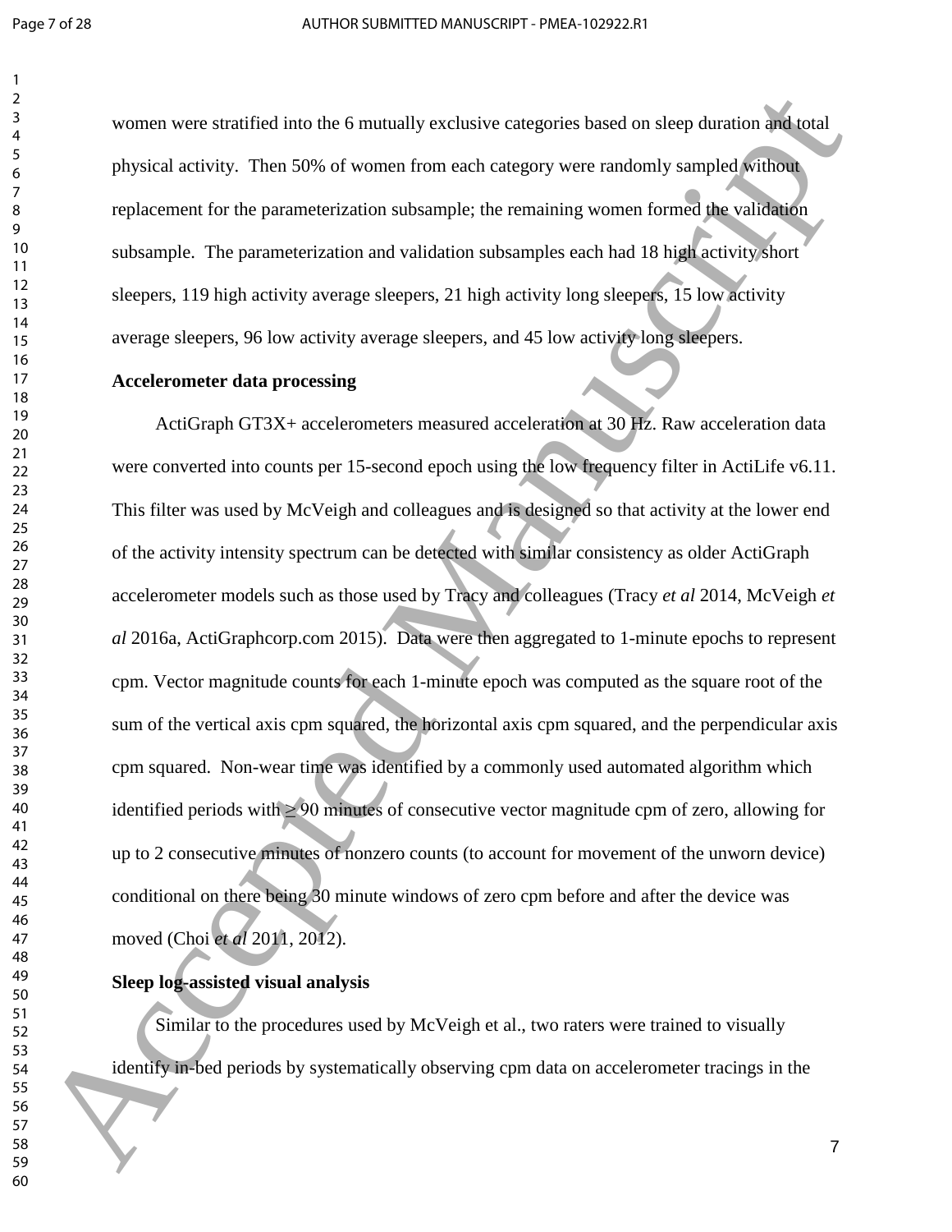women were stratified into the 6 mutually exclusive categories based on sleep duration and total physical activity. Then 50% of women from each category were randomly sampled without replacement for the parameterization subsample; the remaining women formed the validation subsample. The parameterization and validation subsamples each had 18 high activity short sleepers, 119 high activity average sleepers, 21 high activity long sleepers, 15 low activity average sleepers, 96 low activity average sleepers, and 45 low activity long sleepers.

**Accelerometer data processing**

ActiGraph GT3X+ accelerometers measured acceleration at 30 Hz. Raw acceleration data were converted into counts per 15-second epoch using the low frequency filter in ActiLife v6.11. This filter was used by McVeigh and colleagues and is designed so that activity at the lower end of the activity intensity spectrum can be detected with similar consistency as older ActiGraph accelerometer models such as those used by Tracy and colleagues (Tracy *et al* 2014, McVeigh *et al* 2016a, ActiGraphcorp.com 2015). Data were then aggregated to 1-minute epochs to represent cpm. Vector magnitude counts for each 1-minute epoch was computed as the square root of the sum of the vertical axis cpm squared, the horizontal axis cpm squared, and the perpendicular axis cpm squared. Non-wear time was identified by a commonly used automated algorithm which identified periods with ≥ 90 minutes of consecutive vector magnitude cpm of zero, allowing for up to 2 consecutive minutes of nonzero counts (to account for movement of the unworn device) conditional on there being 30 minute windows of zero cpm before and after the device was moved (Choi *et al* 2011, 2012).

**Sleep log-assisted visual analysis**

Similar to the procedures used by McVeigh et al., two raters were trained to visually identify in-bed periods by systematically observing cpm data on accelerometer tracings in the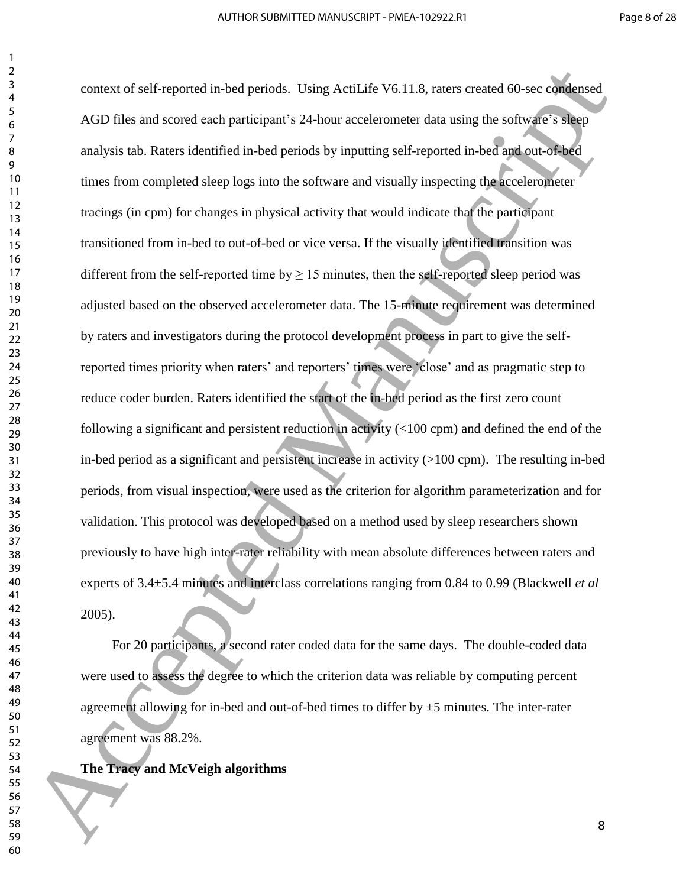context of self-reported in-bed periods. Using ActiLife V6.11.8, raters created 60-sec condensed AGD files and scored each participant's 24-hour accelerometer data using the software's sleep analysis tab. Raters identified in-bed periods by inputting self-reported in-bed and out-of-bed times from completed sleep logs into the software and visually inspecting the accelerometer tracings (in cpm) for changes in physical activity that would indicate that the participant transitioned from in-bed to out-of-bed or vice versa. If the visually identified transition was different from the self-reported time by $\geq$ 15 minutes, then the self-reported sleep period was adjusted based on the observed accelerometer data. The 15-minute requirement was determined by raters and investigators during the protocol development process in part to give the self-reported times priority when raters' and reporters' times were 'close' and as pragmatic step to reduce coder burden. Raters identified the start of the in-bed period as the first zero count following a significant and persistent reduction in activity (<100 cpm) and defined the end of the in-bed period as a significant and persistent increase in activity (>100 cpm). The resulting in-bed periods, from visual inspection, were used as the criterion for algorithm parameterization and for validation. This protocol was developed based on a method used by sleep researchers shown previously to have high inter-rater reliability with mean absolute differences between raters and experts of 3.4±5.4 minutes and interclass correlations ranging from 0.84 to 0.99 (Blackwell *et al* 2005).

For 20 participants, a second rater coded data for the same days. The double-coded data were used to assess the degree to which the criterion data was reliable by computing percent agreement allowing for in-bed and out-of-bed times to differ by ±5 minutes. The inter-rater agreement was 88.2%.

**The Tracy and McVeigh algorithms**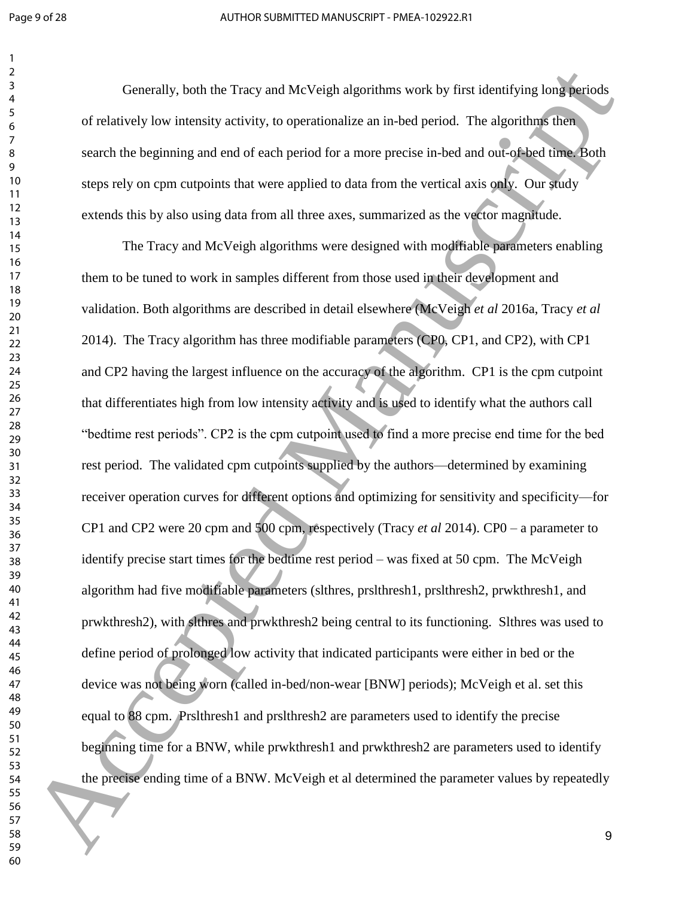Generally, both the Tracy and McVeigh algorithms work by first identifying long periods of relatively low intensity activity, to operationalize an in-bed period. The algorithms then search the beginning and end of each period for a more precise in-bed and out-of-bed time. Both steps rely on cpm cutpoints that were applied to data from the vertical axis only. Our study extends this by also using data from all three axes, summarized as the vector magnitude.

The Tracy and McVeigh algorithms were designed with modifiable parameters enabling them to be tuned to work in samples different from those used in their development and validation. Both algorithms are described in detail elsewhere (McVeigh *et al* 2016a, Tracy *et al* 2014). The Tracy algorithm has three modifiable parameters (CP0, CP1, and CP2), with CP1 and CP2 having the largest influence on the accuracy of the algorithm. CP1 is the cpm cutpoint that differentiates high from low intensity activity and is used to identify what the authors call "bedtime rest periods". CP2 is the cpm cutpoint used to find a more precise end time for the bed rest period. The validated cpm cutpoints supplied by the authors—determined by examining receiver operation curves for different options and optimizing for sensitivity and specificity—for CP1 and CP2 were 20 cpm and 500 cpm, respectively (Tracy *et al* 2014). CP0 – a parameter to identify precise start times for the bedtime rest period – was fixed at 50 cpm. The McVeigh algorithm had five modifiable parameters (slthres, prslthresh1, prslthresh2, prwkthresh1, and prwkthresh2), with slthres and prwkthresh2 being central to its functioning. Slthres was used to define period of prolonged low activity that indicated participants were either in bed or the device was not being worn (called in-bed/non-wear [BNW] periods); McVeigh et al. set this equal to 88 cpm. Prslthresh1 and prslthresh2 are parameters used to identify the precise beginning time for a BNW, while prwkthresh1 and prwkthresh2 are parameters used to identify the precise ending time of a BNW. McVeigh et al determined the parameter values by repeatedly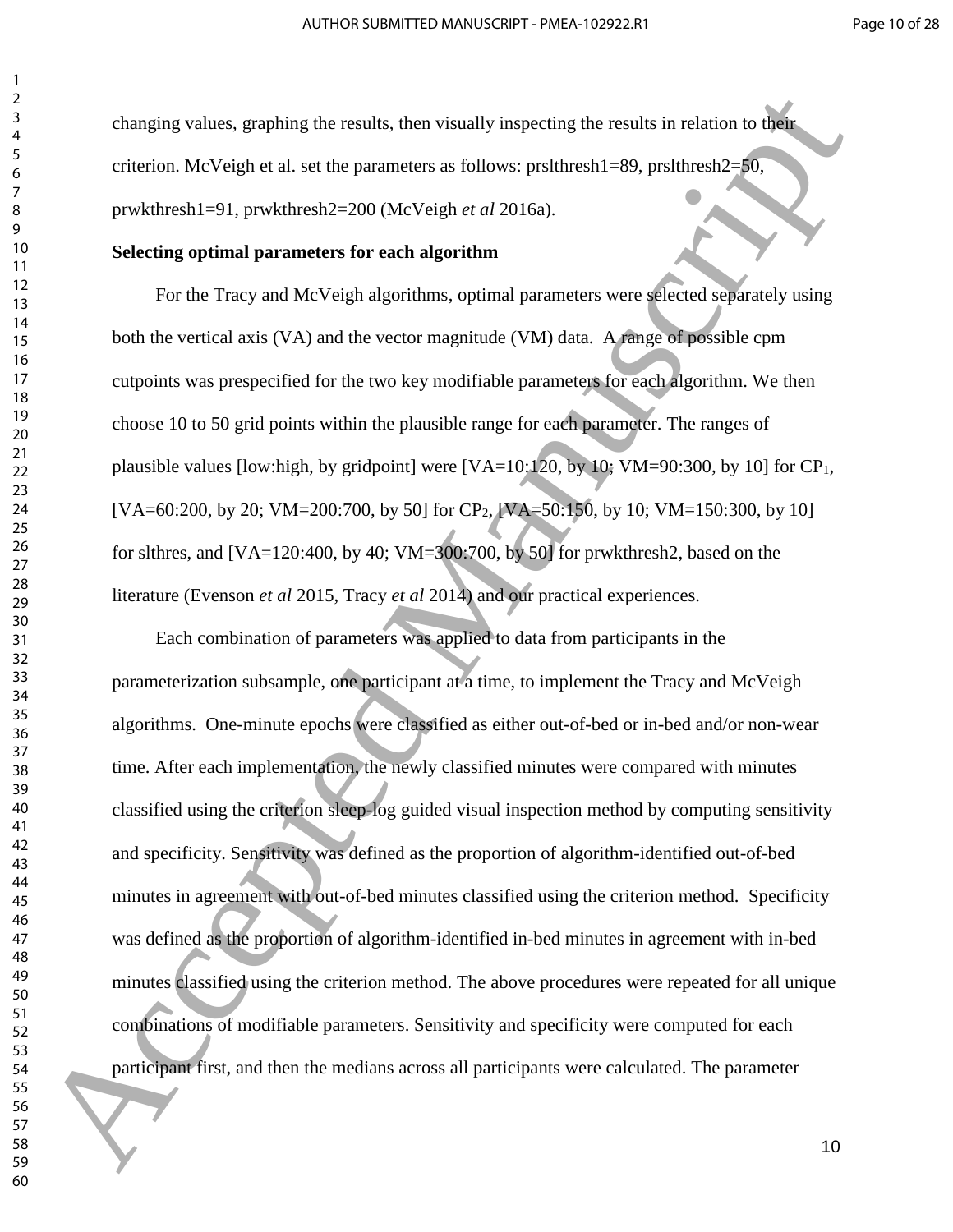changing values, graphing the results, then visually inspecting the results in relation to their criterion. McVeigh et al. set the parameters as follows: prslthresh1=89, prslthresh2=50, prwkthresh1=91, prwkthresh2=200 (McVeigh *et al* 2016a).

**Selecting optimal parameters for each algorithm**

For the Tracy and McVeigh algorithms, optimal parameters were selected separately using both the vertical axis (VA) and the vector magnitude (VM) data. A range of possible cpm cutpoints was prespecified for the two key modifiable parameters for each algorithm. We then choose 10 to 50 grid points within the plausible range for each parameter. The ranges of plausible values [low:high, by gridpoint] were [VA=10:120, by 10; VM=90:300, by 10] for $CP_1$, [VA=60:200, by 20; VM=200:700, by 50] for $CP_2$, [VA=50:150, by 10; VM=150:300, by 10] for slthres, and [VA=120:400, by 40; VM=300:700, by 50] for prwkthresh2, based on the literature (Evenson *et al* 2015, Tracy *et al* 2014) and our practical experiences.

Each combination of parameters was applied to data from participants in the parameterization subsample, one participant at a time, to implement the Tracy and McVeigh algorithms. One-minute epochs were classified as either out-of-bed or in-bed and/or non-wear time. After each implementation, the newly classified minutes were compared with minutes classified using the criterion sleep-log guided visual inspection method by computing sensitivity and specificity. Sensitivity was defined as the proportion of algorithm-identified out-of-bed minutes in agreement with out-of-bed minutes classified using the criterion method. Specificity was defined as the proportion of algorithm-identified in-bed minutes in agreement with in-bed minutes classified using the criterion method. The above procedures were repeated for all unique combinations of modifiable parameters. Sensitivity and specificity were computed for each participant first, and then the medians across all participants were calculated. The parameter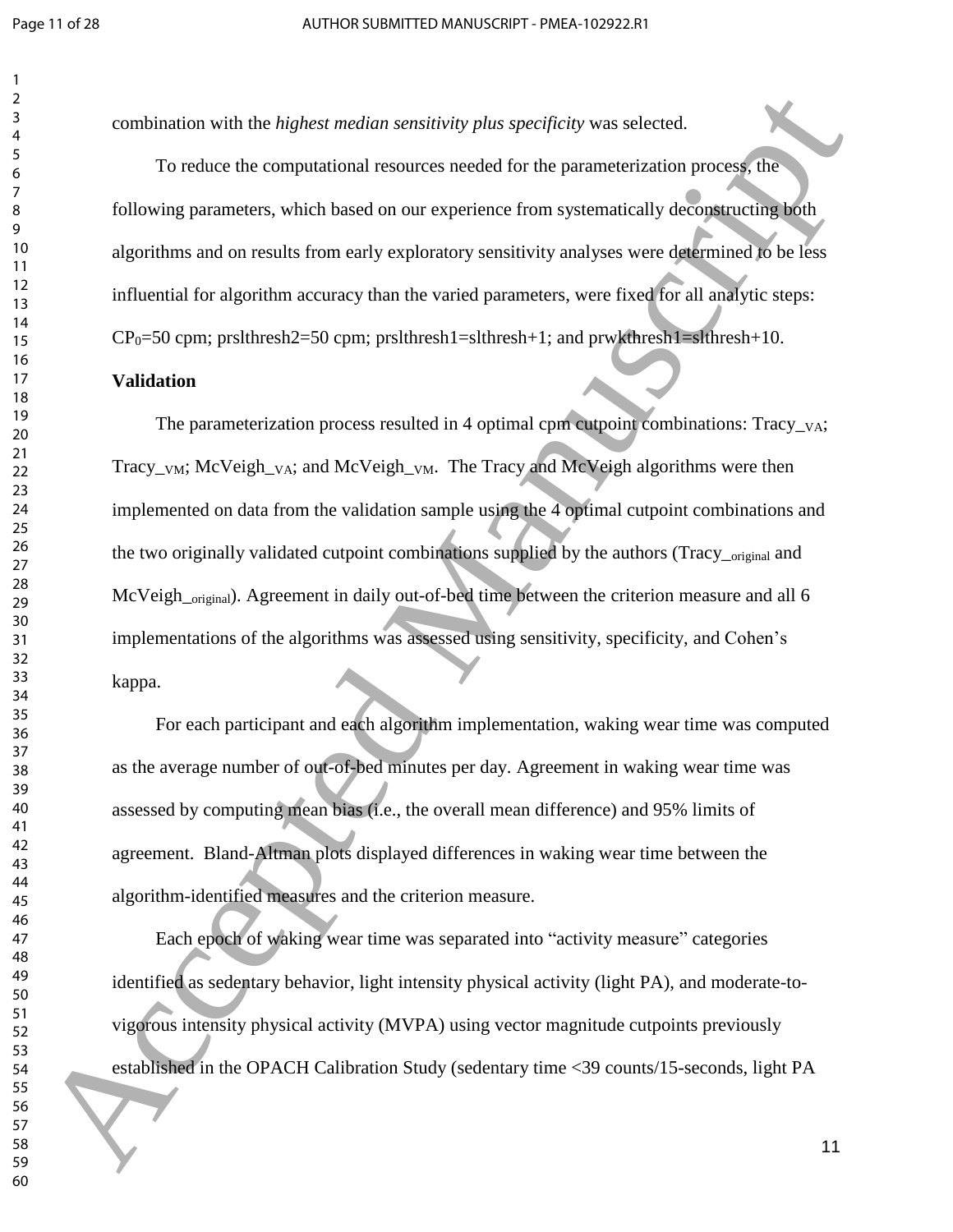combination with the *highest median sensitivity plus specificity* was selected.

To reduce the computational resources needed for the parameterization process, the following parameters, which based on our experience from systematically deconstructing both algorithms and on results from early exploratory sensitivity analyses were determined to be less influential for algorithm accuracy than the varied parameters, were fixed for all analytic steps: $CP_0$=50 cpm; prslthresh2=50 cpm; prslthresh1=slthresh+1; and prwkthresh1=slthresh+10.

**Validation**

The parameterization process resulted in 4 optimal cpm cutpoint combinations: $Tracy\_{VA}$; $Tracy\_{VM}$; $McVeigh\_{VA}$; and $McVeigh\_{VM}$. The Tracy and McVeigh algorithms were then implemented on data from the validation sample using the 4 optimal cutpoint combinations and the two originally validated cutpoint combinations supplied by the authors ($Tracy\_{original}$ and $McVeigh\_{original}$). Agreement in daily out-of-bed time between the criterion measure and all 6 implementations of the algorithms was assessed using sensitivity, specificity, and Cohen's kappa.

For each participant and each algorithm implementation, waking wear time was computed as the average number of out-of-bed minutes per day. Agreement in waking wear time was assessed by computing mean bias (i.e., the overall mean difference) and 95% limits of agreement. Bland-Altman plots displayed differences in waking wear time between the algorithm-identified measures and the criterion measure.

Each epoch of waking wear time was separated into "activity measure" categories identified as sedentary behavior, light intensity physical activity (light PA), and moderate-to-vigorous intensity physical activity (MVPA) using vector magnitude cutpoints previously established in the OPACH Calibration Study (sedentary time <39 counts/15-seconds, light PA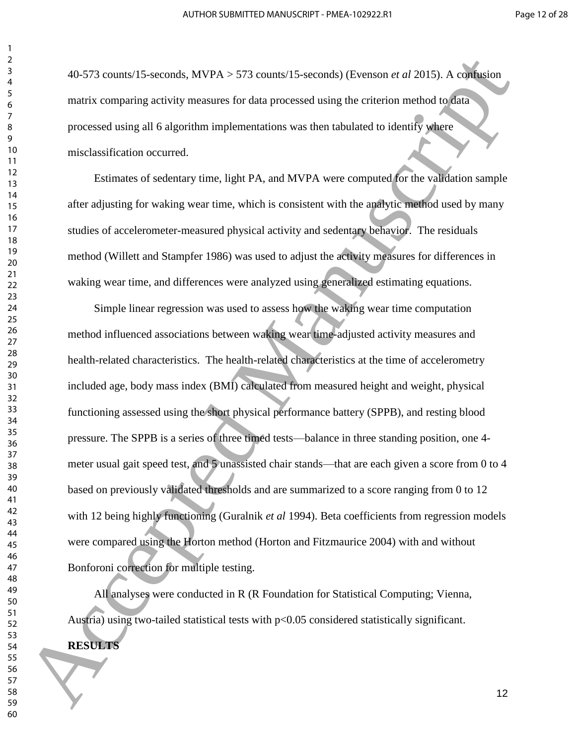40-573 counts/15-seconds, MVPA > 573 counts/15-seconds) (Evenson *et al* 2015). A confusion matrix comparing activity measures for data processed using the criterion method to data processed using all 6 algorithm implementations was then tabulated to identify where misclassification occurred.

Estimates of sedentary time, light PA, and MVPA were computed for the validation sample after adjusting for waking wear time, which is consistent with the analytic method used by many studies of accelerometer-measured physical activity and sedentary behavior. The residuals method (Willett and Stampfer 1986) was used to adjust the activity measures for differences in waking wear time, and differences were analyzed using generalized estimating equations.

Simple linear regression was used to assess how the waking wear time computation method influenced associations between waking wear time-adjusted activity measures and health-related characteristics. The health-related characteristics at the time of accelerometry included age, body mass index (BMI) calculated from measured height and weight, physical functioning assessed using the short physical performance battery (SPPB), and resting blood pressure. The SPPB is a series of three timed tests—balance in three standing position, one 4-meter usual gait speed test, and 5 unassisted chair stands—that are each given a score from 0 to 4 based on previously validated thresholds and are summarized to a score ranging from 0 to 12 with 12 being highly functioning (Guralnik *et al* 1994). Beta coefficients from regression models were compared using the Horton method (Horton and Fitzmaurice 2004) with and without Bonforoni correction for multiple testing.

All analyses were conducted in R (R Foundation for Statistical Computing; Vienna, Austria) using two-tailed statistical tests with $p<0.05$ considered statistically significant.

**RESULTS**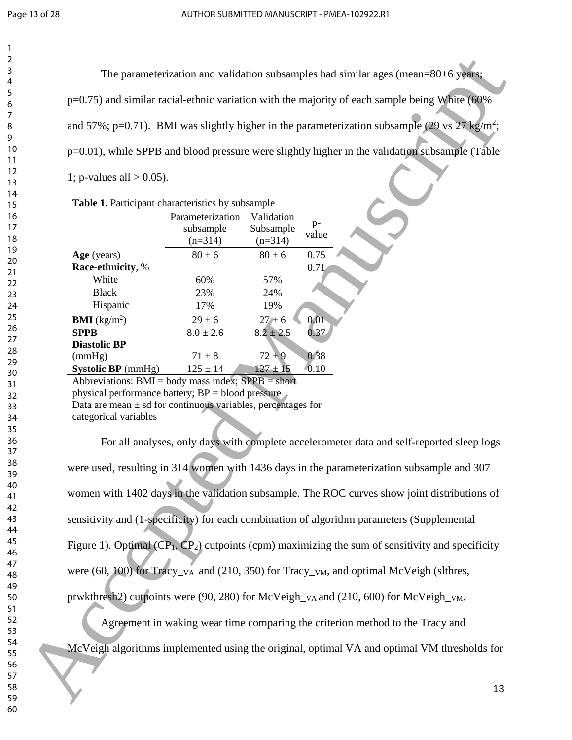The parameterization and validation subsamples had similar ages (mean=80±6 years; p=0.75) and similar racial-ethnic variation with the majority of each sample being White (60% and 57%; p=0.71). BMI was slightly higher in the parameterization subsample (29 vs 27 kg/m$^2$; p=0.01), while SPPB and blood pressure were slightly higher in the validation subsample (Table 1; p-values all > 0.05).

**Table 1.** Participant characteristics by subsample

| | Parameterization subsample (n=314) | Validation Subsample (n=314) | p-value |
|---|---|---|---|
| **Age** (years) | 80 ± 6 | 80 ± 6 | 0.75 |
| **Race-ethnicity**, % | | | 0.71 |
| White | 60% | 57% | |
| Black | 23% | 24% | |
| Hispanic | 17% | 19% | |
| **BMI** (kg/m$^2$) | 29 ± 6 | 27 ± 6 | 0.01 |
| **SPPB** | 8.0 ± 2.6 | 8.2 ± 2.5 | 0.37 |
| **Diastolic BP** (mmHg) | 71 ± 8 | 72 ± 9 | 0.38 |
| **Systolic BP** (mmHg) | 125 ± 14 | 127 ± 15 | 0.10 |

Abbreviations: BMI = body mass index; SPPB = short physical performance battery; BP = blood pressure
Data are mean ± sd for continuous variables, percentages for categorical variables

For all analyses, only days with complete accelerometer data and self-reported sleep logs were used, resulting in 314 women with 1436 days in the parameterization subsample and 307 women with 1402 days in the validation subsample. The ROC curves show joint distributions of sensitivity and (1-specificity) for each combination of algorithm parameters (Supplemental Figure 1). Optimal ($CP_1$, $CP_2$) cutpoints (cpm) maximizing the sum of sensitivity and specificity were (60, 100) for Tracy$_{\_VA}$ and (210, 350) for Tracy$_{\_VM}$, and optimal McVeigh (slthres, prwkthresh2) cutpoints were (90, 280) for McVeigh$_{\_VA}$ and (210, 600) for McVeigh$_{\_VM}$.

Agreement in waking wear time comparing the criterion method to the Tracy and McVeigh algorithms implemented using the original, optimal VA and optimal VM thresholds for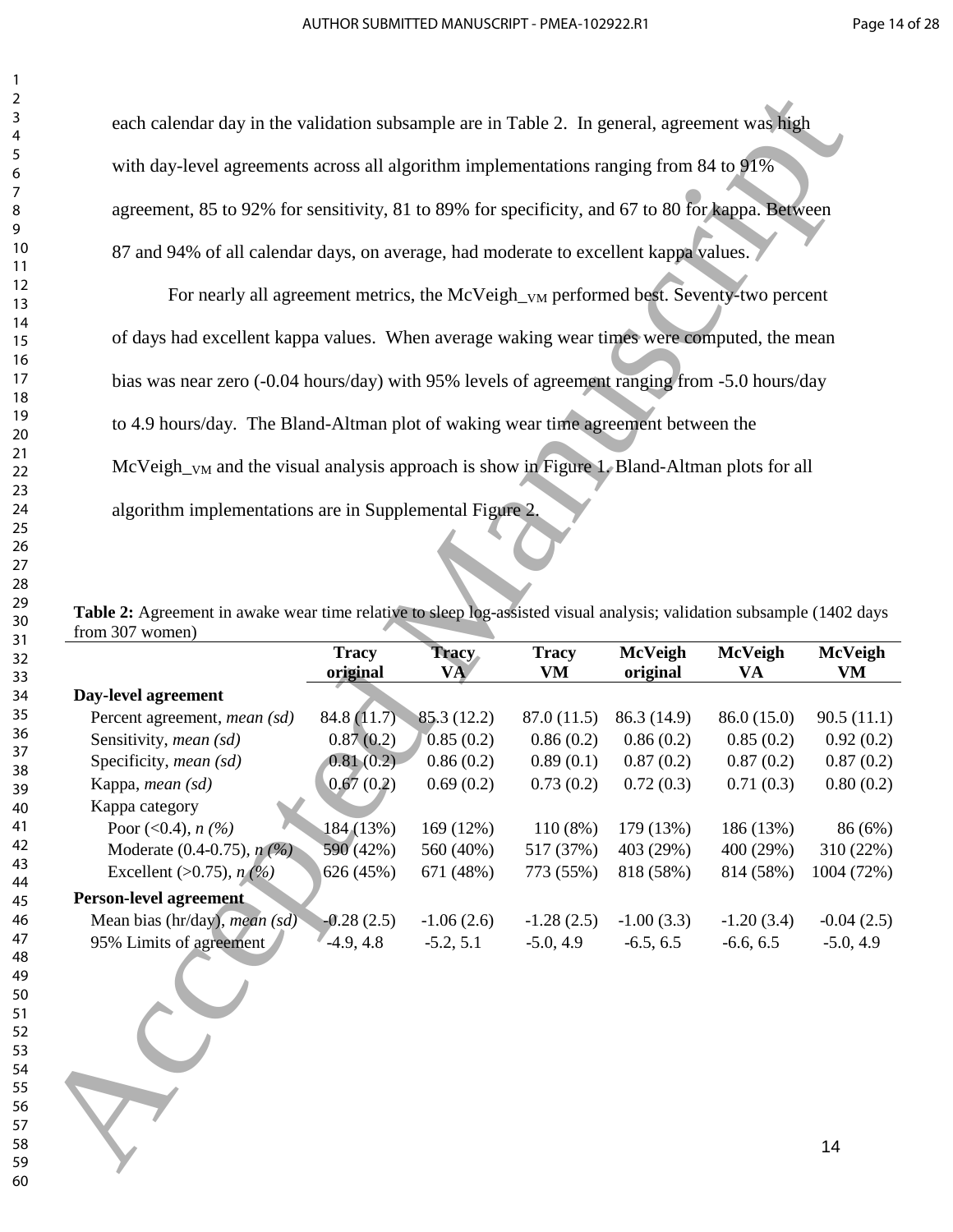each calendar day in the validation subsample are in Table 2. In general, agreement was high with day-level agreements across all algorithm implementations ranging from 84 to 91% agreement, 85 to 92% for sensitivity, 81 to 89% for specificity, and 67 to 80 for kappa. Between 87 and 94% of all calendar days, on average, had moderate to excellent kappa values.

For nearly all agreement metrics, the McVeigh_$_{VM}$ performed best. Seventy-two percent of days had excellent kappa values. When average waking wear times were computed, the mean bias was near zero (-0.04 hours/day) with 95% levels of agreement ranging from -5.0 hours/day to 4.9 hours/day. The Bland-Altman plot of waking wear time agreement between the McVeigh_$_{VM}$ and the visual analysis approach is show in Figure 1. Bland-Altman plots for all algorithm implementations are in Supplemental Figure 2.

**Table 2:** Agreement in awake wear time relative to sleep log-assisted visual analysis; validation subsample (1402 days from 307 women)

| | **Tracy original** | **Tracy VA** | **Tracy VM** | **McVeigh original** | **McVeigh VA** | **McVeigh VM** |
|---|---|---|---|---|---|---|
| **Day-level agreement** | | | | | | |
| Percent agreement, *mean (sd)* | 84.8 (11.7) | 85.3 (12.2) | 87.0 (11.5) | 86.3 (14.9) | 86.0 (15.0) | 90.5 (11.1) |
| Sensitivity, *mean (sd)* | 0.87 (0.2) | 0.85 (0.2) | 0.86 (0.2) | 0.86 (0.2) | 0.85 (0.2) | 0.92 (0.2) |
| Specificity, *mean (sd)* | 0.81 (0.2) | 0.86 (0.2) | 0.89 (0.1) | 0.87 (0.2) | 0.87 (0.2) | 0.87 (0.2) |
| Kappa, *mean (sd)* | 0.67 (0.2) | 0.69 (0.2) | 0.73 (0.2) | 0.72 (0.3) | 0.71 (0.3) | 0.80 (0.2) |
| Kappa category | | | | | | |
| Poor (<0.4), *n (%)* | 184 (13%) | 169 (12%) | 110 (8%) | 179 (13%) | 186 (13%) | 86 (6%) |
| Moderate (0.4-0.75), *n (%)* | 590 (42%) | 560 (40%) | 517 (37%) | 403 (29%) | 400 (29%) | 310 (22%) |
| Excellent (>0.75), *n (%)* | 626 (45%) | 671 (48%) | 773 (55%) | 818 (58%) | 814 (58%) | 1004 (72%) |
| **Person-level agreement** | | | | | | |
| Mean bias (hr/day), *mean (sd)* | -0.28 (2.5) | -1.06 (2.6) | -1.28 (2.5) | -1.00 (3.3) | -1.20 (3.4) | -0.04 (2.5) |
| 95% Limits of agreement | -4.9, 4.8 | -5.2, 5.1 | -5.0, 4.9 | -6.5, 6.5 | -6.6, 6.5 | -5.0, 4.9 |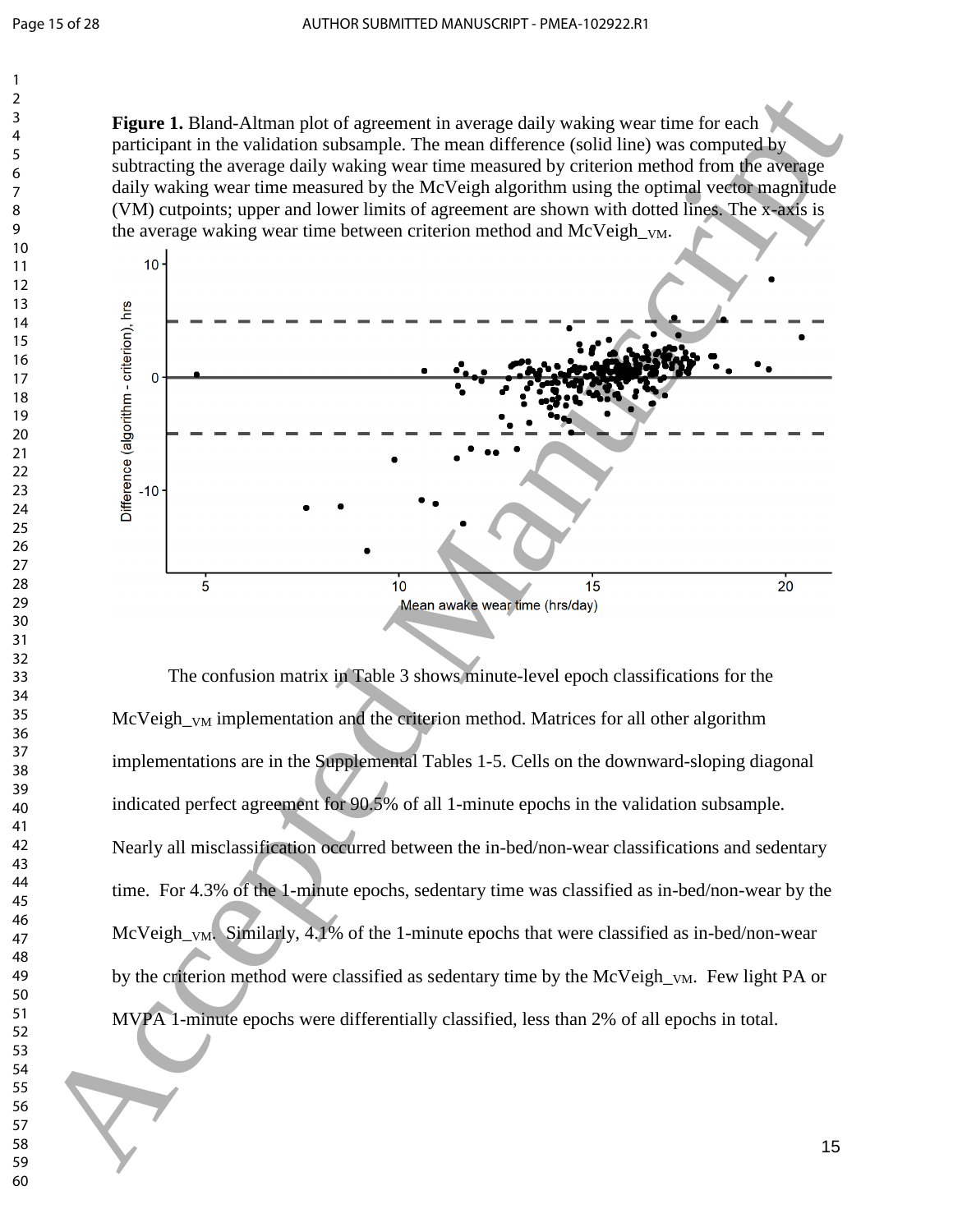**Figure 1.** Bland-Altman plot of agreement in average daily waking wear time for each participant in the validation subsample. The mean difference (solid line) was computed by subtracting the average daily waking wear time measured by criterion method from the average daily waking wear time measured by the McVeigh algorithm using the optimal vector magnitude (VM) cutpoints; upper and lower limits of agreement are shown with dotted lines. The x-axis is the average waking wear time between criterion method and McVeigh_VM.

Difference (algorithm - criterion), hrs

10

0

-10

5

10

15

20

Mean awake wear time (hrs/day)

The confusion matrix in Table 3 shows minute-level epoch classifications for the McVeigh_VM implementation and the criterion method. Matrices for all other algorithm implementations are in the Supplemental Tables 1-5. Cells on the downward-sloping diagonal indicated perfect agreement for 90.5% of all 1-minute epochs in the validation subsample. Nearly all misclassification occurred between the in-bed/non-wear classifications and sedentary time. For 4.3% of the 1-minute epochs, sedentary time was classified as in-bed/non-wear by the McVeigh_VM. Similarly, 4.1% of the 1-minute epochs that were classified as in-bed/non-wear by the criterion method were classified as sedentary time by the McVeigh_VM. Few light PA or MVPA 1-minute epochs were differentially classified, less than 2% of all epochs in total.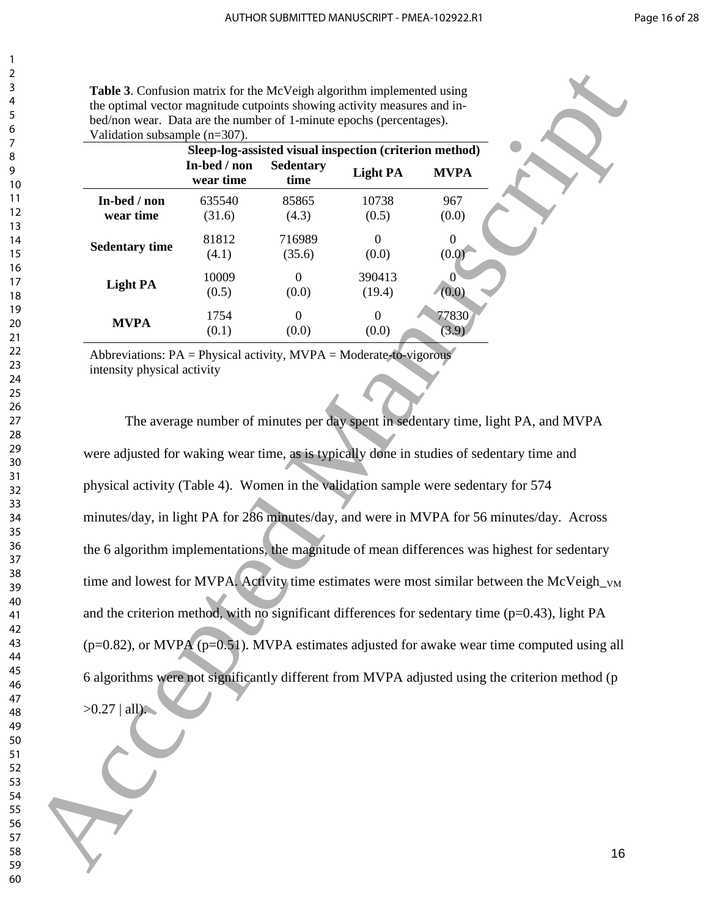**Table 3**. Confusion matrix for the McVeigh algorithm implemented using the optimal vector magnitude cutpoints showing activity measures and in-bed/non wear. Data are the number of 1-minute epochs (percentages). Validation subsample (n=307).

| | Sleep-log-assisted visual inspection (criterion method) | | | |
|---|---|---|---|---|
| | **In-bed / non wear time** | **Sedentary time** | **Light PA** | **MVPA** |
| **In-bed / non wear time** | 635540 (31.6) | 85865 (4.3) | 10738 (0.5) | 967 (0.0) |
| **Sedentary time** | 81812 (4.1) | 716989 (35.6) | 0 (0.0) | 0 (0.0) |
| **Light PA** | 10009 (0.5) | 0 (0.0) | 390413 (19.4) | 0 (0.0) |
| **MVPA** | 1754 (0.1) | 0 (0.0) | 0 (0.0) | 77830 (3.9) |

Abbreviations: PA = Physical activity, MVPA = Moderate-to-vigorous intensity physical activity

The average number of minutes per day spent in sedentary time, light PA, and MVPA were adjusted for waking wear time, as is typically done in studies of sedentary time and physical activity (Table 4). Women in the validation sample were sedentary for 574 minutes/day, in light PA for 286 minutes/day, and were in MVPA for 56 minutes/day. Across the 6 algorithm implementations, the magnitude of mean differences was highest for sedentary time and lowest for MVPA. Activity time estimates were most similar between the McVeigh$_{VM}$ and the criterion method, with no significant differences for sedentary time (p=0.43), light PA (p=0.82), or MVPA (p=0.51). MVPA estimates adjusted for awake wear time computed using all 6 algorithms were not significantly different from MVPA adjusted using the criterion method (p >0.27 | all).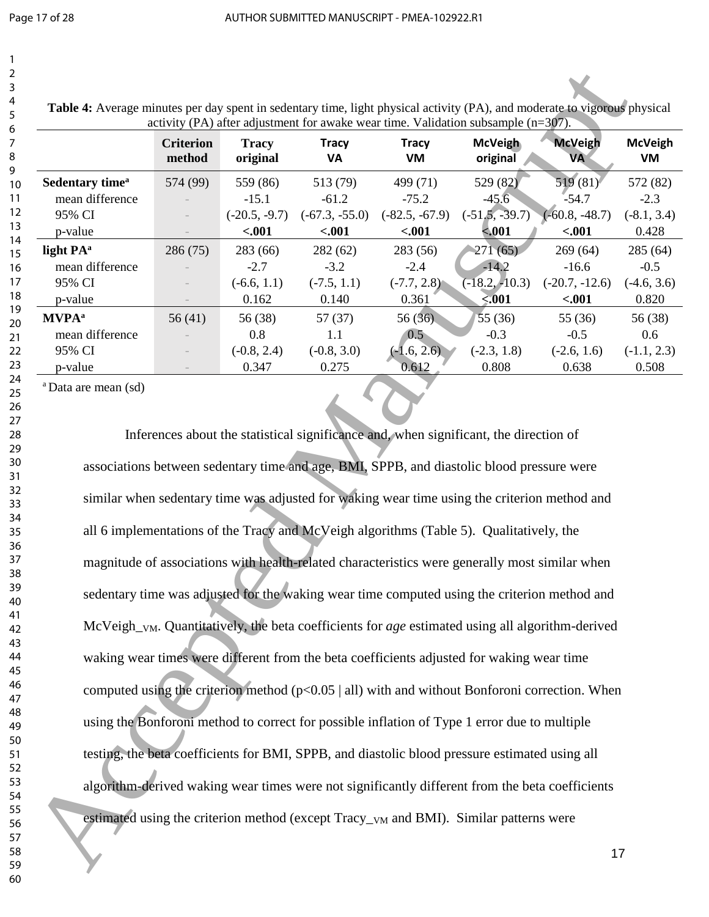**Table 4:** Average minutes per day spent in sedentary time, light physical activity (PA), and moderate to vigorous physical activity (PA) after adjustment for awake wear time. Validation subsample (n=307).

| | Criterion method | Tracy original | Tracy VA | Tracy VM | McVeigh original | McVeigh VA | McVeigh VM |
|---|---|---|---|---|---|---|---|
| **Sedentary time**[a] | 574 (99) | 559 (86) | 513 (79) | 499 (71) | 529 (82) | 519 (81) | 572 (82) |
| mean difference | - | -15.1 | -61.2 | -75.2 | -45.6 | -54.7 | -2.3 |
| 95% CI | - | (-20.5, -9.7) | (-67.3, -55.0) | (-82.5, -67.9) | (-51.5, -39.7) | (-60.8, -48.7) | (-8.1, 3.4) |
| p-value | - | **<.001** | **<.001** | **<.001** | **<.001** | **<.001** | 0.428 |
| **light PA**[a] | 286 (75) | 283 (66) | 282 (62) | 283 (56) | 271 (65) | 269 (64) | 285 (64) |
| mean difference | - | -2.7 | -3.2 | -2.4 | -14.2 | -16.6 | -0.5 |
| 95% CI | - | (-6.6, 1.1) | (-7.5, 1.1) | (-7.7, 2.8) | (-18.2, -10.3) | (-20.7, -12.6) | (-4.6, 3.6) |
| p-value | - | 0.162 | 0.140 | 0.361 | **<.001** | **<.001** | 0.820 |
| **MVPA**[a] | 56 (41) | 56 (38) | 57 (37) | 56 (36) | 55 (36) | 55 (36) | 56 (38) |
| mean difference | - | 0.8 | 1.1 | 0.5 | -0.3 | -0.5 | 0.6 |
| 95% CI | - | (-0.8, 2.4) | (-0.8, 3.0) | (-1.6, 2.6) | (-2.3, 1.8) | (-2.6, 1.6) | (-1.1, 2.3) |
| p-value | - | 0.347 | 0.275 | 0.612 | 0.808 | 0.638 | 0.508 |

[a] Data are mean (sd)

Inferences about the statistical significance and, when significant, the direction of associations between sedentary time and age, BMI, SPPB, and diastolic blood pressure were similar when sedentary time was adjusted for waking wear time using the criterion method and all 6 implementations of the Tracy and McVeigh algorithms (Table 5). Qualitatively, the magnitude of associations with health-related characteristics were generally most similar when sedentary time was adjusted for the waking wear time computed using the criterion method and McVeigh_$_{VM}$. Quantitatively, the beta coefficients for *age* estimated using all algorithm-derived waking wear times were different from the beta coefficients adjusted for waking wear time computed using the criterion method ($p<0.05$ | all) with and without Bonforoni correction. When using the Bonforoni method to correct for possible inflation of Type 1 error due to multiple testing, the beta coefficients for BMI, SPPB, and diastolic blood pressure estimated using all algorithm-derived waking wear times were not significantly different from the beta coefficients estimated using the criterion method (except Tracy_$_{VM}$ and BMI). Similar patterns were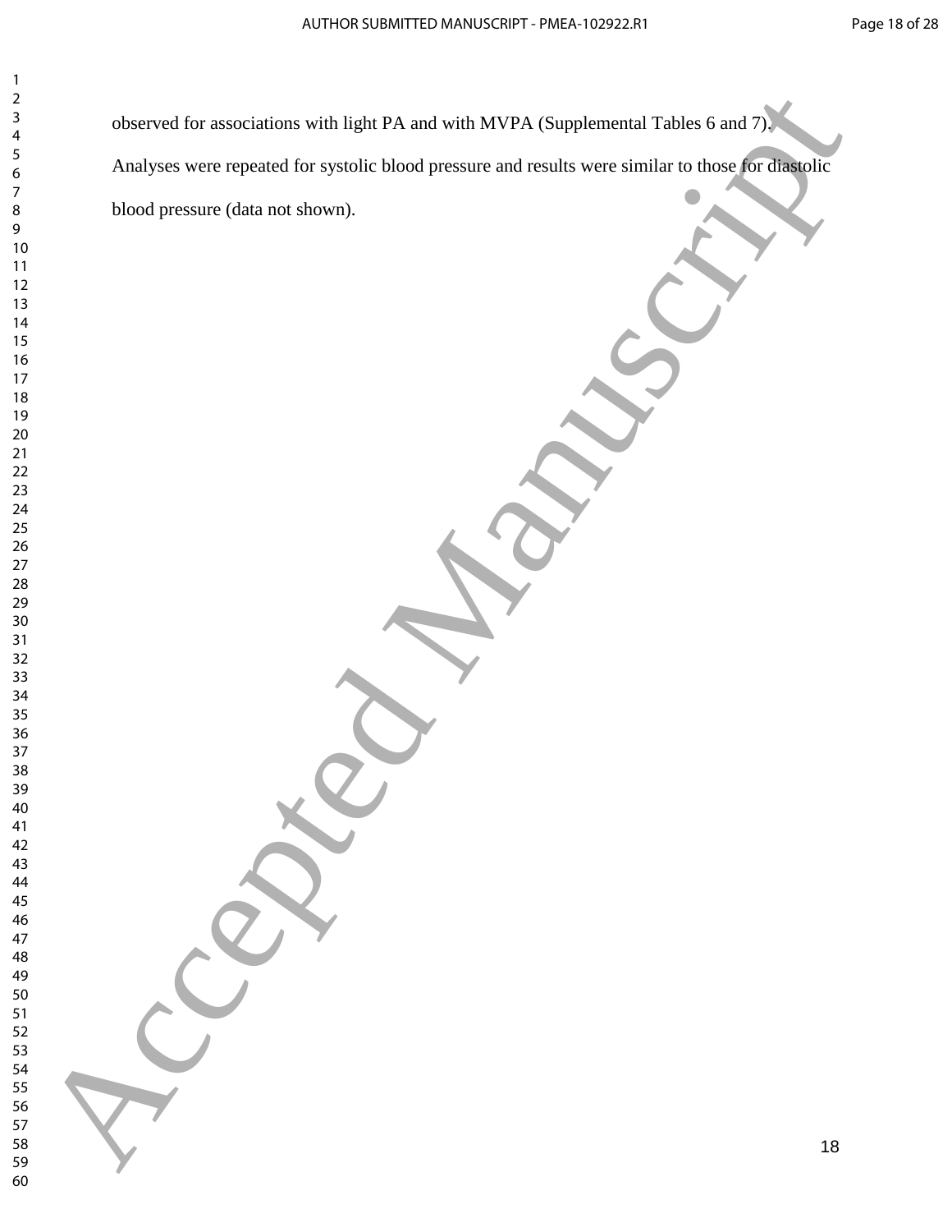observed for associations with light PA and with MVPA (Supplemental Tables 6 and 7). Analyses were repeated for systolic blood pressure and results were similar to those for diastolic blood pressure (data not shown).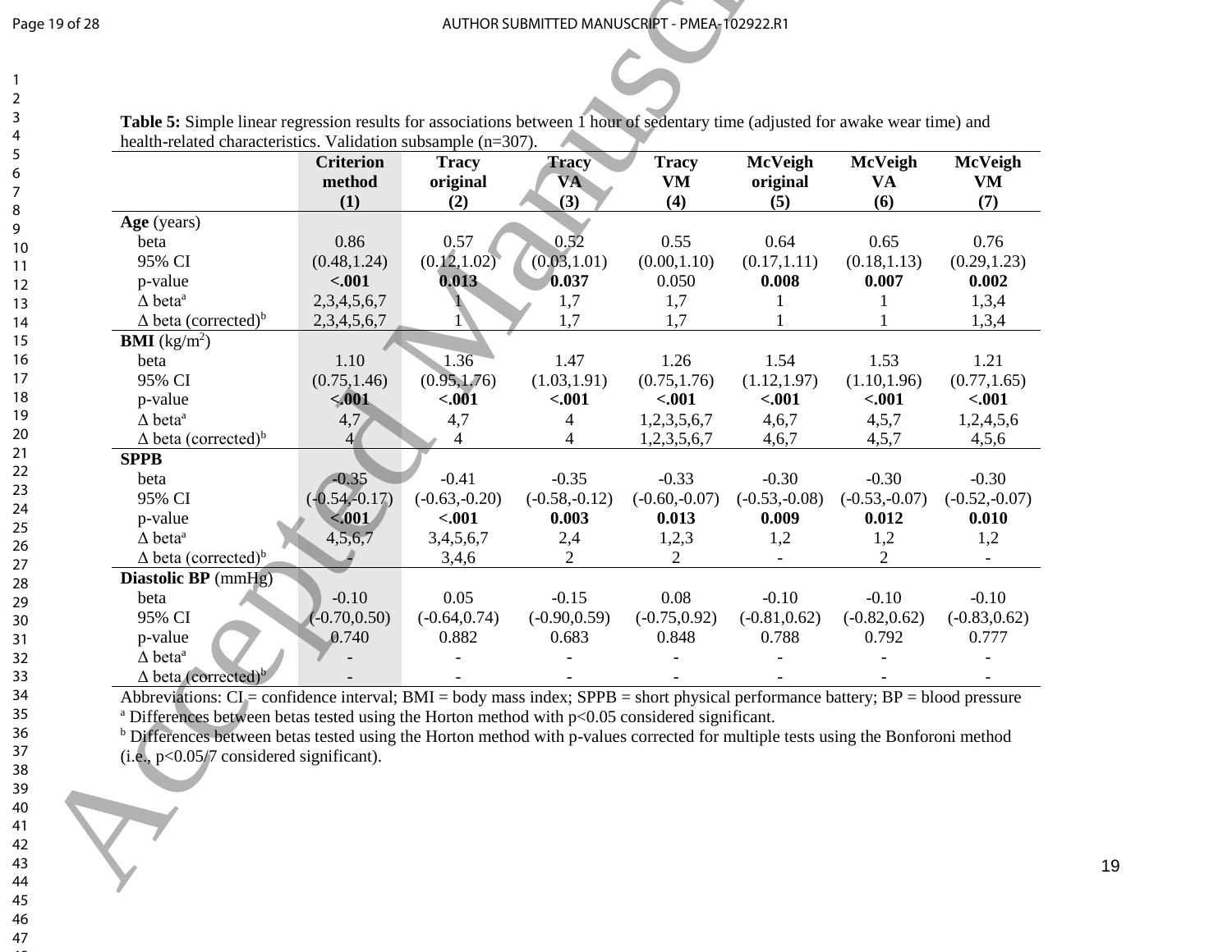**Table 5:** Simple linear regression results for associations between 1 hour of sedentary time (adjusted for awake wear time) and health-related characteristics. Validation subsample (n=307).

| | Criterion method (1) | Tracy original (2) | Tracy VA (3) | Tracy VM (4) | McVeigh original (5) | McVeigh VA (6) | McVeigh VM (7) |
|---|---|---|---|---|---|---|---|
| **Age** (years) | | | | | | | |
| beta | 0.86 | 0.57 | 0.52 | 0.55 | 0.64 | 0.65 | 0.76 |
| 95% CI | (0.48,1.24) | (0.12,1.02) | (0.03,1.01) | (0.00,1.10) | (0.17,1.11) | (0.18,1.13) | (0.29,1.23) |
| p-value | **<.001** | **0.013** | **0.037** | 0.050 | **0.008** | **0.007** | **0.002** |
| Δ beta[a] | 2,3,4,5,6,7 | 1 | 1,7 | 1,7 | 1 | 1 | 1,3,4 |
| Δ beta (corrected)[b] | 2,3,4,5,6,7 | 1 | 1,7 | 1,7 | 1 | 1 | 1,3,4 |
| **BMI** ($kg/m^2$) | | | | | | | |
| beta | 1.10 | 1.36 | 1.47 | 1.26 | 1.54 | 1.53 | 1.21 |
| 95% CI | (0.75,1.46) | (0.95,1.76) | (1.03,1.91) | (0.75,1.76) | (1.12,1.97) | (1.10,1.96) | (0.77,1.65) |
| p-value | **<.001** | **<.001** | **<.001** | **<.001** | **<.001** | **<.001** | **<.001** |
| Δ beta[a] | 4,7 | 4,7 | 4 | 1,2,3,5,6,7 | 4,6,7 | 4,5,7 | 1,2,4,5,6 |
| Δ beta (corrected)[b] | 4 | 4 | 4 | 1,2,3,5,6,7 | 4,6,7 | 4,5,7 | 4,5,6 |
| **SPPB** | | | | | | | |
| beta | -0.35 | -0.41 | -0.35 | -0.33 | -0.30 | -0.30 | -0.30 |
| 95% CI | (-0.54,-0.17) | (-0.63,-0.20) | (-0.58,-0.12) | (-0.60,-0.07) | (-0.53,-0.08) | (-0.53,-0.07) | (-0.52,-0.07) |
| p-value | **<.001** | **<.001** | **0.003** | **0.013** | **0.009** | **0.012** | **0.010** |
| Δ beta[a] | 4,5,6,7 | 3,4,5,6,7 | 2,4 | 1,2,3 | 1,2 | 1,2 | 1,2 |
| Δ beta (corrected)[b] | - | 3,4,6 | 2 | 2 | - | 2 | - |
| **Diastolic BP** (mmHg) | | | | | | | |
| beta | -0.10 | 0.05 | -0.15 | 0.08 | -0.10 | -0.10 | -0.10 |
| 95% CI | (-0.70,0.50) | (-0.64,0.74) | (-0.90,0.59) | (-0.75,0.92) | (-0.81,0.62) | (-0.82,0.62) | (-0.83,0.62) |
| p-value | 0.740 | 0.882 | 0.683 | 0.848 | 0.788 | 0.792 | 0.777 |
| Δ beta[a] | - | - | - | - | - | - | - |
| Δ beta (corrected)[b] | - | - | - | - | - | - | - |

Abbreviations: CI = confidence interval; BMI = body mass index; SPPB = short physical performance battery; BP = blood pressure
[a] Differences between betas tested using the Horton method with p<0.05 considered significant.
[b] Differences between betas tested using the Horton method with p-values corrected for multiple tests using the Bonforoni method (i.e., p<0.05/7 considered significant).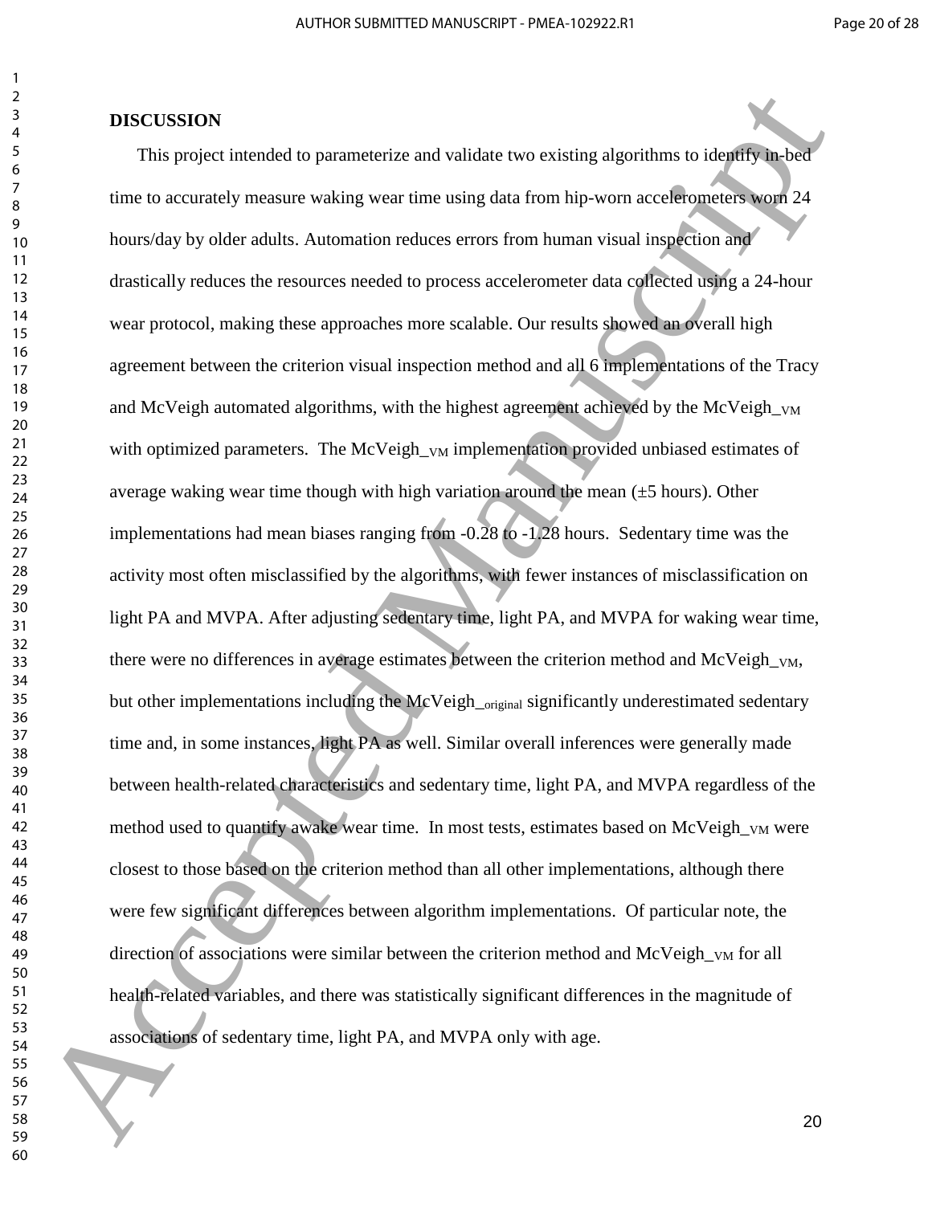**DISCUSSION**

This project intended to parameterize and validate two existing algorithms to identify in-bed time to accurately measure waking wear time using data from hip-worn accelerometers worn 24 hours/day by older adults. Automation reduces errors from human visual inspection and drastically reduces the resources needed to process accelerometer data collected using a 24-hour wear protocol, making these approaches more scalable. Our results showed an overall high agreement between the criterion visual inspection method and all 6 implementations of the Tracy and McVeigh automated algorithms, with the highest agreement achieved by the McVeigh_$_{VM}$ with optimized parameters. The McVeigh_$_{VM}$ implementation provided unbiased estimates of average waking wear time though with high variation around the mean (±5 hours). Other implementations had mean biases ranging from -0.28 to -1.28 hours. Sedentary time was the activity most often misclassified by the algorithms, with fewer instances of misclassification on light PA and MVPA. After adjusting sedentary time, light PA, and MVPA for waking wear time, there were no differences in average estimates between the criterion method and McVeigh_$_{VM}$, but other implementations including the McVeigh_$_{original}$ significantly underestimated sedentary time and, in some instances, light PA as well. Similar overall inferences were generally made between health-related characteristics and sedentary time, light PA, and MVPA regardless of the method used to quantify awake wear time. In most tests, estimates based on McVeigh_$_{VM}$ were closest to those based on the criterion method than all other implementations, although there were few significant differences between algorithm implementations. Of particular note, the direction of associations were similar between the criterion method and McVeigh_$_{VM}$ for all health-related variables, and there was statistically significant differences in the magnitude of associations of sedentary time, light PA, and MVPA only with age.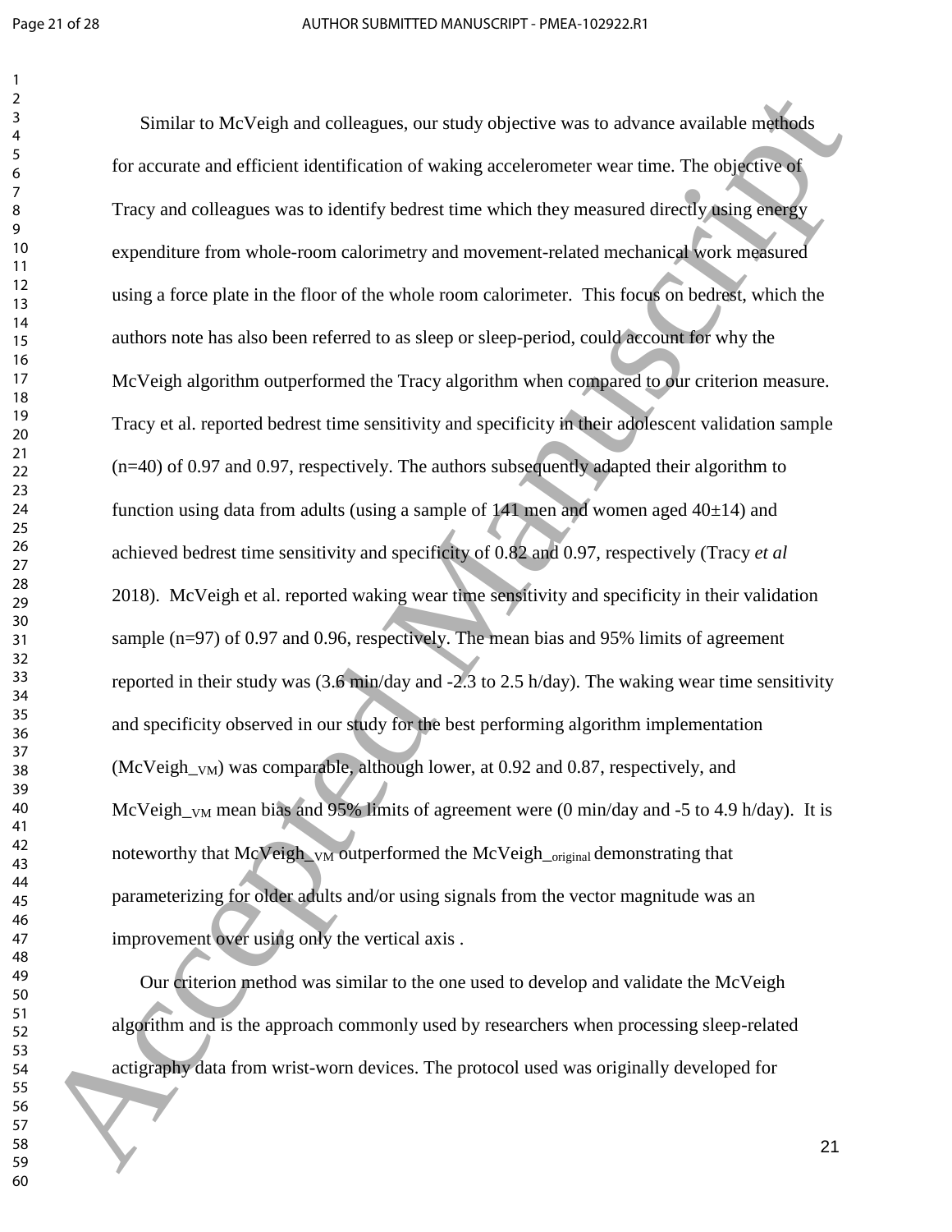Similar to McVeigh and colleagues, our study objective was to advance available methods for accurate and efficient identification of waking accelerometer wear time. The objective of Tracy and colleagues was to identify bedrest time which they measured directly using energy expenditure from whole-room calorimetry and movement-related mechanical work measured using a force plate in the floor of the whole room calorimeter. This focus on bedrest, which the authors note has also been referred to as sleep or sleep-period, could account for why the McVeigh algorithm outperformed the Tracy algorithm when compared to our criterion measure. Tracy et al. reported bedrest time sensitivity and specificity in their adolescent validation sample (n=40) of 0.97 and 0.97, respectively. The authors subsequently adapted their algorithm to function using data from adults (using a sample of 141 men and women aged 40±14) and achieved bedrest time sensitivity and specificity of 0.82 and 0.97, respectively (Tracy *et al* 2018). McVeigh et al. reported waking wear time sensitivity and specificity in their validation sample (n=97) of 0.97 and 0.96, respectively. The mean bias and 95% limits of agreement reported in their study was (3.6 min/day and -2.3 to 2.5 h/day). The waking wear time sensitivity and specificity observed in our study for the best performing algorithm implementation (McVeigh_$_{VM}$) was comparable, although lower, at 0.92 and 0.87, respectively, and McVeigh_$_{VM}$ mean bias and 95% limits of agreement were (0 min/day and -5 to 4.9 h/day). It is noteworthy that McVeigh_$_{VM}$ outperformed the McVeigh_$_{original}$ demonstrating that parameterizing for older adults and/or using signals from the vector magnitude was an improvement over using only the vertical axis .

Our criterion method was similar to the one used to develop and validate the McVeigh algorithm and is the approach commonly used by researchers when processing sleep-related actigraphy data from wrist-worn devices. The protocol used was originally developed for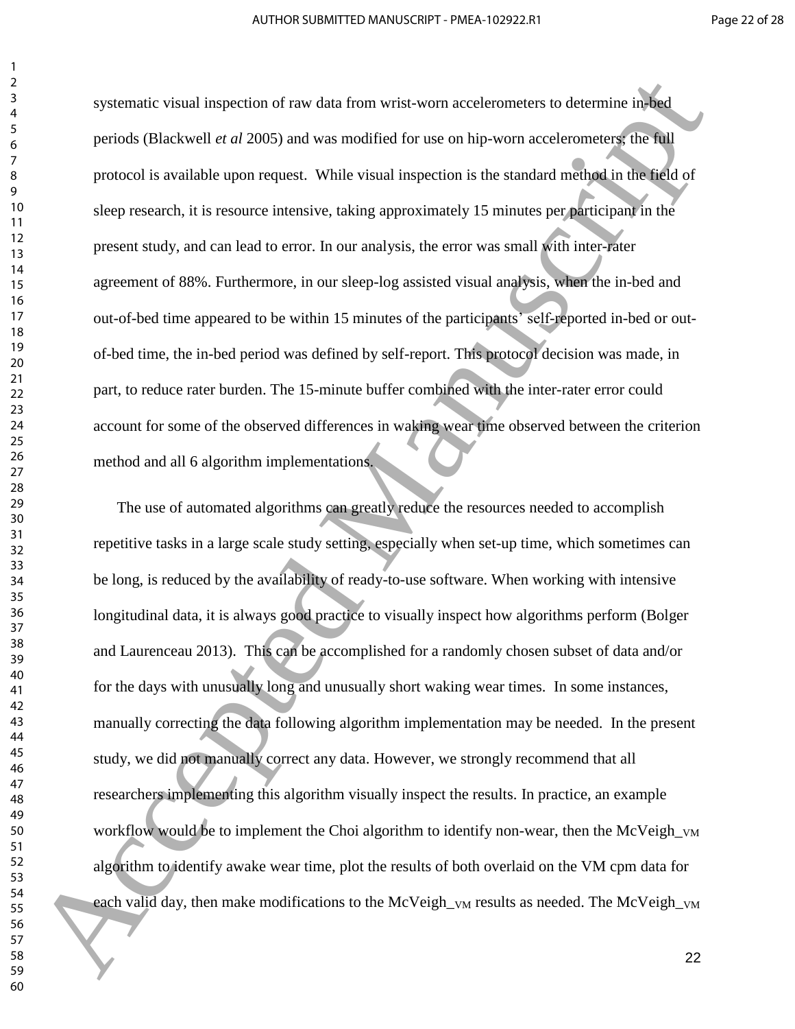systematic visual inspection of raw data from wrist-worn accelerometers to determine in-bed periods (Blackwell *et al* 2005) and was modified for use on hip-worn accelerometers; the full protocol is available upon request. While visual inspection is the standard method in the field of sleep research, it is resource intensive, taking approximately 15 minutes per participant in the present study, and can lead to error. In our analysis, the error was small with inter-rater agreement of 88%. Furthermore, in our sleep-log assisted visual analysis, when the in-bed and out-of-bed time appeared to be within 15 minutes of the participants' self-reported in-bed or out-of-bed time, the in-bed period was defined by self-report. This protocol decision was made, in part, to reduce rater burden. The 15-minute buffer combined with the inter-rater error could account for some of the observed differences in waking wear time observed between the criterion method and all 6 algorithm implementations.

The use of automated algorithms can greatly reduce the resources needed to accomplish repetitive tasks in a large scale study setting, especially when set-up time, which sometimes can be long, is reduced by the availability of ready-to-use software. When working with intensive longitudinal data, it is always good practice to visually inspect how algorithms perform (Bolger and Laurenceau 2013). This can be accomplished for a randomly chosen subset of data and/or for the days with unusually long and unusually short waking wear times. In some instances, manually correcting the data following algorithm implementation may be needed. In the present study, we did not manually correct any data. However, we strongly recommend that all researchers implementing this algorithm visually inspect the results. In practice, an example workflow would be to implement the Choi algorithm to identify non-wear, then the McVeigh_$_{VM}$ algorithm to identify awake wear time, plot the results of both overlaid on the VM cpm data for each valid day, then make modifications to the McVeigh_$_{VM}$ results as needed. The McVeigh_$_{VM}$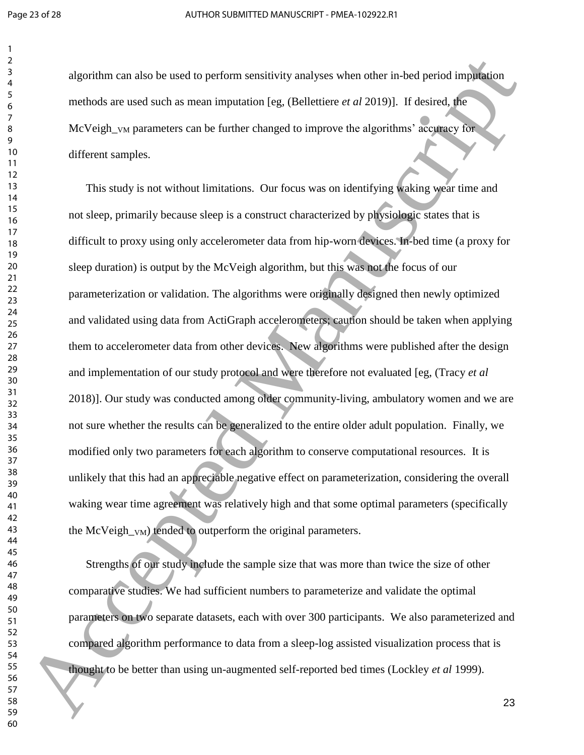algorithm can also be used to perform sensitivity analyses when other in-bed period imputation methods are used such as mean imputation [eg, (Bellettiere *et al* 2019)]. If desired, the McVeigh_$_{VM}$ parameters can be further changed to improve the algorithms' accuracy for different samples.

This study is not without limitations. Our focus was on identifying waking wear time and not sleep, primarily because sleep is a construct characterized by physiologic states that is difficult to proxy using only accelerometer data from hip-worn devices. In-bed time (a proxy for sleep duration) is output by the McVeigh algorithm, but this was not the focus of our parameterization or validation. The algorithms were originally designed then newly optimized and validated using data from ActiGraph accelerometers; caution should be taken when applying them to accelerometer data from other devices. New algorithms were published after the design and implementation of our study protocol and were therefore not evaluated [eg, (Tracy *et al* 2018)]. Our study was conducted among older community-living, ambulatory women and we are not sure whether the results can be generalized to the entire older adult population. Finally, we modified only two parameters for each algorithm to conserve computational resources. It is unlikely that this had an appreciable negative effect on parameterization, considering the overall waking wear time agreement was relatively high and that some optimal parameters (specifically the McVeigh_$_{VM}$) tended to outperform the original parameters.

Strengths of our study include the sample size that was more than twice the size of other comparative studies. We had sufficient numbers to parameterize and validate the optimal parameters on two separate datasets, each with over 300 participants. We also parameterized and compared algorithm performance to data from a sleep-log assisted visualization process that is thought to be better than using un-augmented self-reported bed times (Lockley *et al* 1999).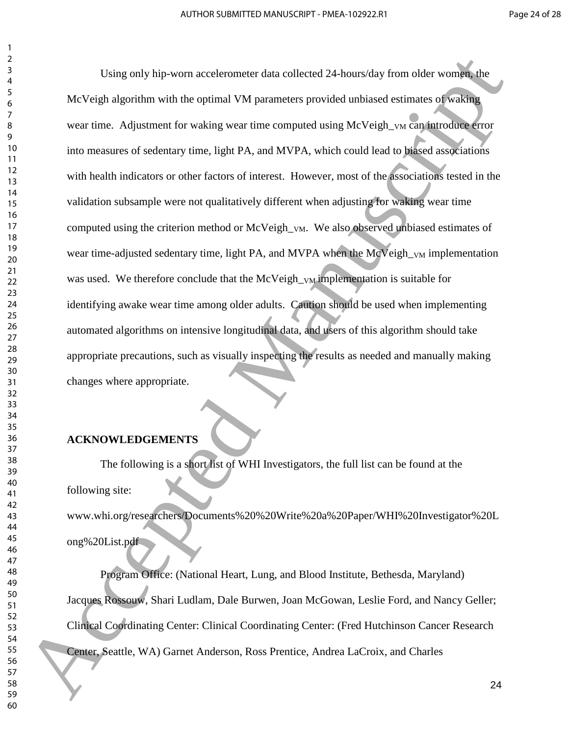Using only hip-worn accelerometer data collected 24-hours/day from older women, the McVeigh algorithm with the optimal VM parameters provided unbiased estimates of waking wear time. Adjustment for waking wear time computed using $\text{McVeigh\_}_{\text{VM}}$ can introduce error into measures of sedentary time, light PA, and MVPA, which could lead to biased associations with health indicators or other factors of interest. However, most of the associations tested in the validation subsample were not qualitatively different when adjusting for waking wear time computed using the criterion method or $\text{McVeigh\_}_{\text{VM}}$. We also observed unbiased estimates of wear time-adjusted sedentary time, light PA, and MVPA when the $\text{McVeigh\_}_{\text{VM}}$ implementation was used. We therefore conclude that the $\text{McVeigh\_}_{\text{VM}}$ implementation is suitable for identifying awake wear time among older adults. Caution should be used when implementing automated algorithms on intensive longitudinal data, and users of this algorithm should take appropriate precautions, such as visually inspecting the results as needed and manually making changes where appropriate.

## ACKNOWLEDGEMENTS

The following is a short list of WHI Investigators, the full list can be found at the following site: www.whi.org/researchers/Documents%20%20Write%20a%20Paper/WHI%20Investigator%20Long%20List.pdf

Program Office: (National Heart, Lung, and Blood Institute, Bethesda, Maryland) Jacques Rossouw, Shari Ludlam, Dale Burwen, Joan McGowan, Leslie Ford, and Nancy Geller; Clinical Coordinating Center: Clinical Coordinating Center: (Fred Hutchinson Cancer Research Center, Seattle, WA) Garnet Anderson, Ross Prentice, Andrea LaCroix, and Charles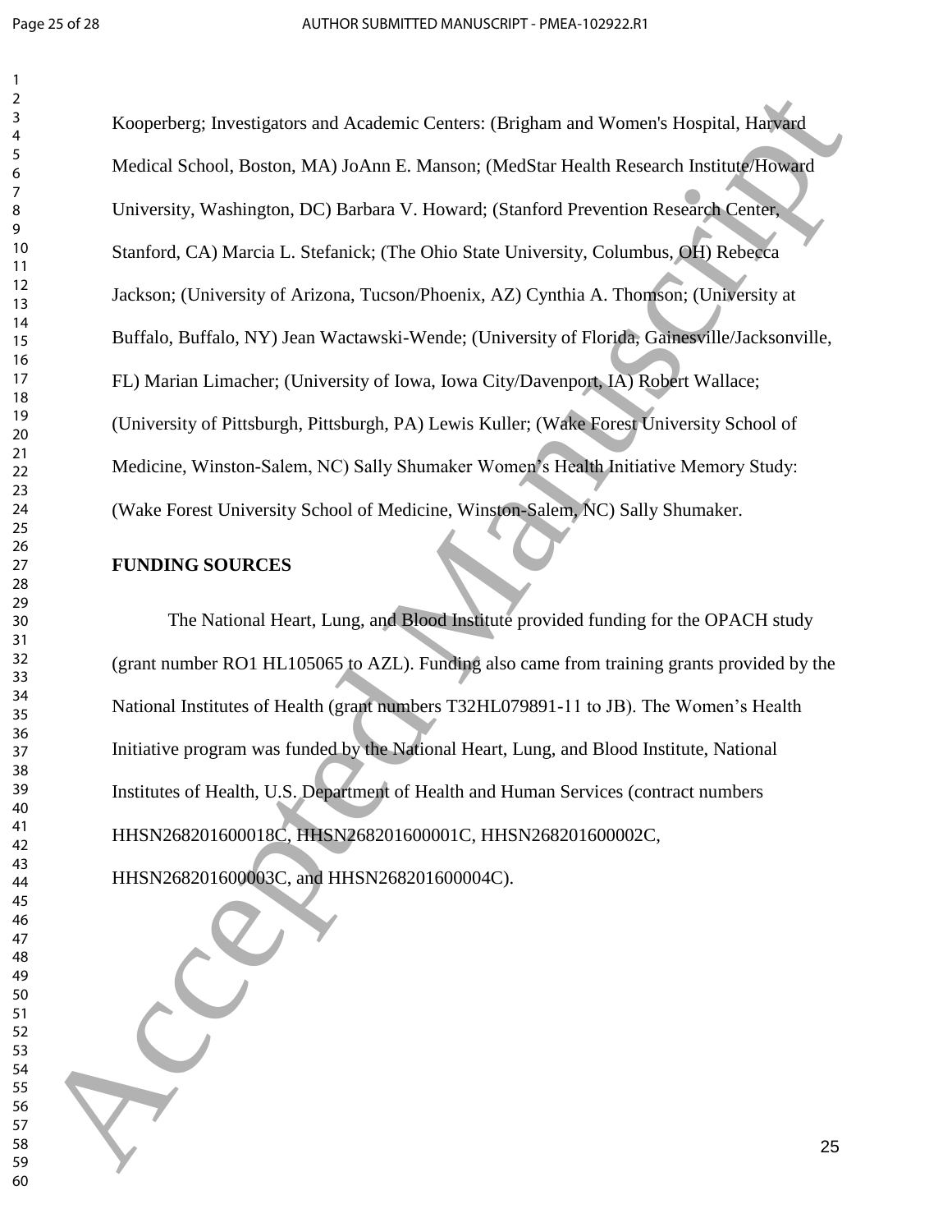Kooperberg; Investigators and Academic Centers: (Brigham and Women's Hospital, Harvard Medical School, Boston, MA) JoAnn E. Manson; (MedStar Health Research Institute/Howard University, Washington, DC) Barbara V. Howard; (Stanford Prevention Research Center, Stanford, CA) Marcia L. Stefanick; (The Ohio State University, Columbus, OH) Rebecca Jackson; (University of Arizona, Tucson/Phoenix, AZ) Cynthia A. Thomson; (University at Buffalo, Buffalo, NY) Jean Wactawski-Wende; (University of Florida, Gainesville/Jacksonville, FL) Marian Limacher; (University of Iowa, Iowa City/Davenport, IA) Robert Wallace; (University of Pittsburgh, Pittsburgh, PA) Lewis Kuller; (Wake Forest University School of Medicine, Winston-Salem, NC) Sally Shumaker Women's Health Initiative Memory Study: (Wake Forest University School of Medicine, Winston-Salem, NC) Sally Shumaker.

## FUNDING SOURCES

The National Heart, Lung, and Blood Institute provided funding for the OPACH study (grant number RO1 HL105065 to AZL). Funding also came from training grants provided by the National Institutes of Health (grant numbers T32HL079891-11 to JB). The Women's Health Initiative program was funded by the National Heart, Lung, and Blood Institute, National Institutes of Health, U.S. Department of Health and Human Services (contract numbers HHSN268201600018C, HHSN268201600001C, HHSN268201600002C, HHSN268201600003C, and HHSN268201600004C).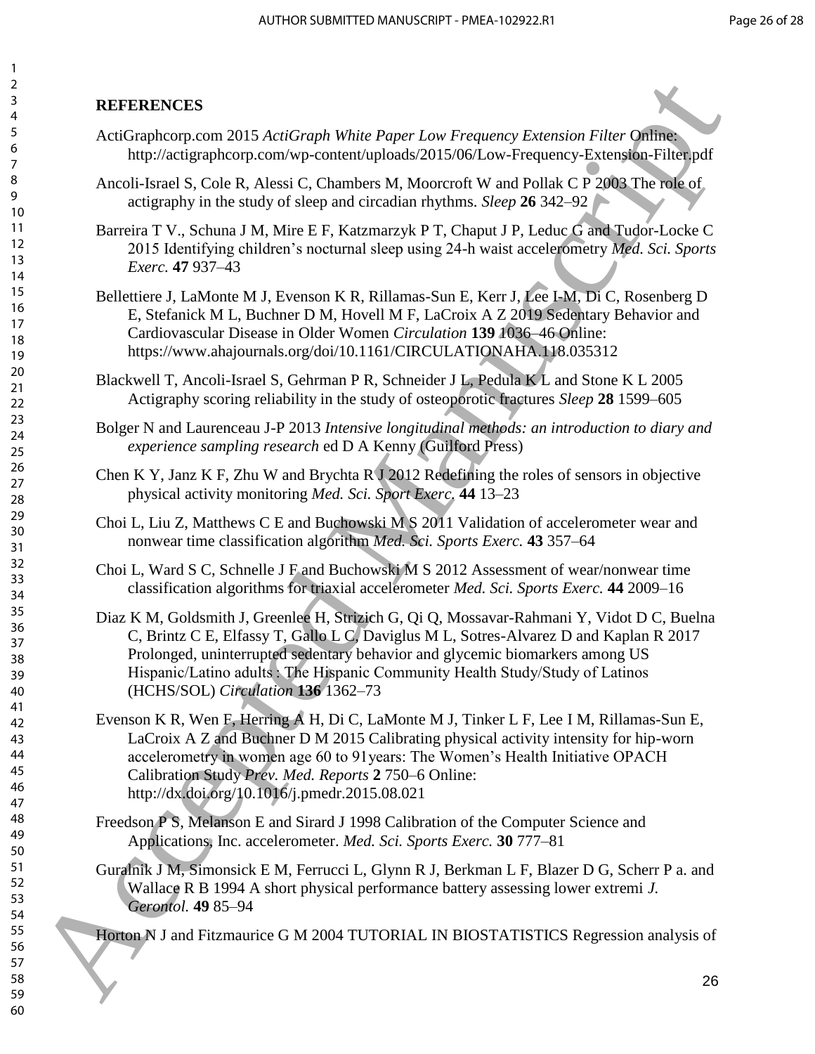**REFERENCES**

ActiGraphcorp.com 2015 *ActiGraph White Paper Low Frequency Extension Filter* Online: http://actigraphcorp.com/wp-content/uploads/2015/06/Low-Frequency-Extension-Filter.pdf

Ancoli-Israel S, Cole R, Alessi C, Chambers M, Moorcroft W and Pollak C P 2003 The role of actigraphy in the study of sleep and circadian rhythms. *Sleep* **26** 342–92

Barreira T V., Schuna J M, Mire E F, Katzmarzyk P T, Chaput J P, Leduc G and Tudor-Locke C 2015 Identifying children's nocturnal sleep using 24-h waist accelerometry *Med. Sci. Sports Exerc.* **47** 937–43

Bellettiere J, LaMonte M J, Evenson K R, Rillamas-Sun E, Kerr J, Lee I-M, Di C, Rosenberg D E, Stefanick M L, Buchner D M, Hovell M F, LaCroix A Z 2019 Sedentary Behavior and Cardiovascular Disease in Older Women *Circulation* **139** 1036–46 Online: https://www.ahajournals.org/doi/10.1161/CIRCULATIONAHA.118.035312

Blackwell T, Ancoli-Israel S, Gehrman P R, Schneider J L, Pedula K L and Stone K L 2005 Actigraphy scoring reliability in the study of osteoporotic fractures *Sleep* **28** 1599–605

Bolger N and Laurenceau J-P 2013 *Intensive longitudinal methods: an introduction to diary and experience sampling research* ed D A Kenny (Guilford Press)

Chen K Y, Janz K F, Zhu W and Brychta R J 2012 Redefining the roles of sensors in objective physical activity monitoring *Med. Sci. Sport Exerc.* **44** 13–23

Choi L, Liu Z, Matthews C E and Buchowski M S 2011 Validation of accelerometer wear and nonwear time classification algorithm *Med. Sci. Sports Exerc.* **43** 357–64

Choi L, Ward S C, Schnelle J F and Buchowski M S 2012 Assessment of wear/nonwear time classification algorithms for triaxial accelerometer *Med. Sci. Sports Exerc.* **44** 2009–16

Diaz K M, Goldsmith J, Greenlee H, Strizich G, Qi Q, Mossavar-Rahmani Y, Vidot D C, Buelna C, Brintz C E, Elfassy T, Gallo L C, Daviglus M L, Sotres-Alvarez D and Kaplan R 2017 Prolonged, uninterrupted sedentary behavior and glycemic biomarkers among US Hispanic/Latino adults : The Hispanic Community Health Study/Study of Latinos (HCHS/SOL) *Circulation* **136** 1362–73

Evenson K R, Wen F, Herring A H, Di C, LaMonte M J, Tinker L F, Lee I M, Rillamas-Sun E, LaCroix A Z and Buchner D M 2015 Calibrating physical activity intensity for hip-worn accelerometry in women age 60 to 91years: The Women's Health Initiative OPACH Calibration Study *Prev. Med. Reports* **2** 750–6 Online: http://dx.doi.org/10.1016/j.pmedr.2015.08.021

Freedson P S, Melanson E and Sirard J 1998 Calibration of the Computer Science and Applications, Inc. accelerometer. *Med. Sci. Sports Exerc.* **30** 777–81

Guralnik J M, Simonsick E M, Ferrucci L, Glynn R J, Berkman L F, Blazer D G, Scherr P a. and Wallace R B 1994 A short physical performance battery assessing lower extremi *J. Gerontol.* **49** 85–94

Horton N J and Fitzmaurice G M 2004 TUTORIAL IN BIOSTATISTICS Regression analysis of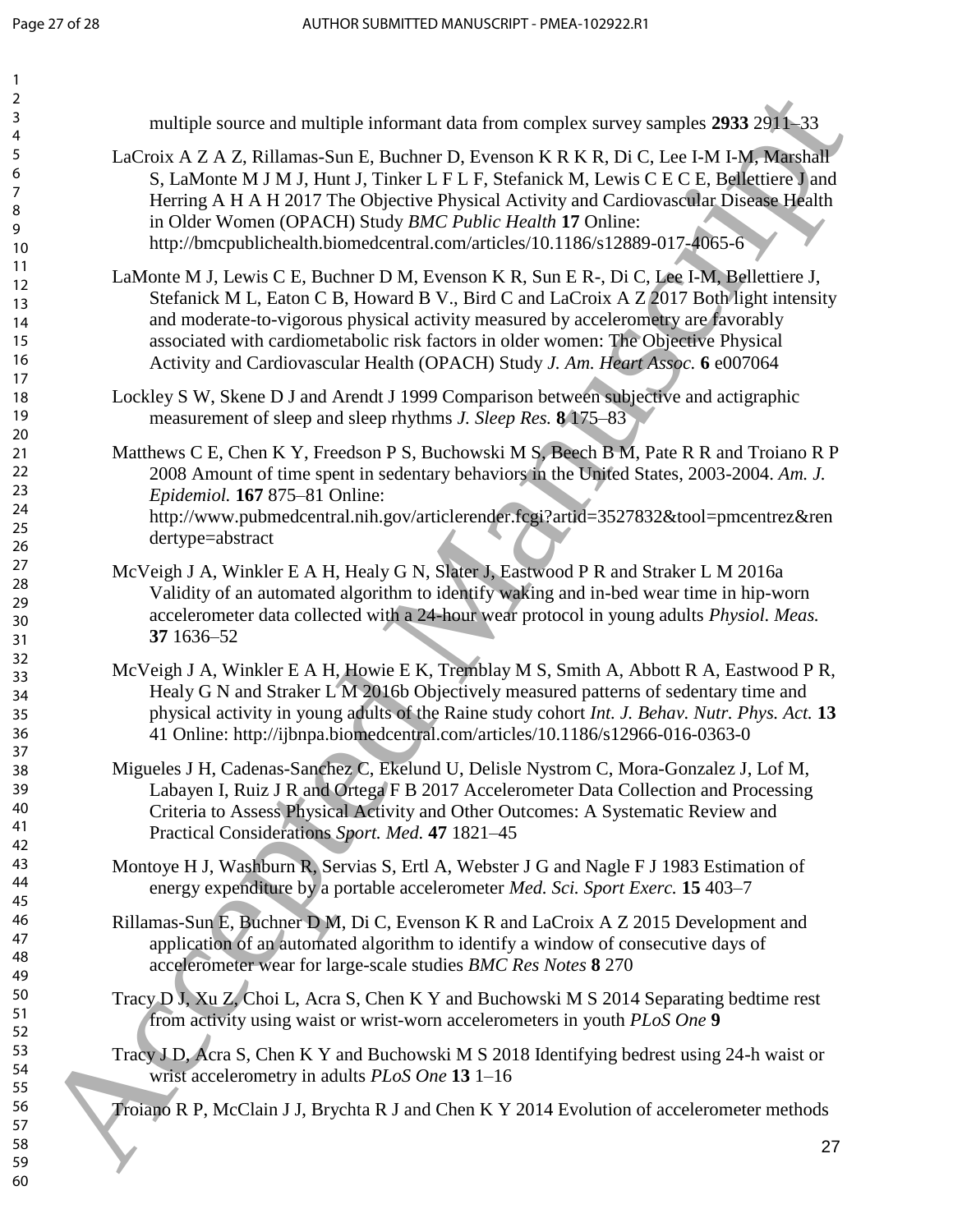multiple source and multiple informant data from complex survey samples **2933** 2911–33

LaCroix A Z A Z, Rillamas-Sun E, Buchner D, Evenson K R K R, Di C, Lee I-M I-M, Marshall S, LaMonte M J M J, Hunt J, Tinker L F L F, Stefanick M, Lewis C E C E, Bellettiere J and Herring A H A H 2017 The Objective Physical Activity and Cardiovascular Disease Health in Older Women (OPACH) Study *BMC Public Health* **17** Online: http://bmcpublichealth.biomedcentral.com/articles/10.1186/s12889-017-4065-6

LaMonte M J, Lewis C E, Buchner D M, Evenson K R, Sun E R-, Di C, Lee I-M, Bellettiere J, Stefanick M L, Eaton C B, Howard B V., Bird C and LaCroix A Z 2017 Both light intensity and moderate-to-vigorous physical activity measured by accelerometry are favorably associated with cardiometabolic risk factors in older women: The Objective Physical Activity and Cardiovascular Health (OPACH) Study *J. Am. Heart Assoc.* **6** e007064

Lockley S W, Skene D J and Arendt J 1999 Comparison between subjective and actigraphic measurement of sleep and sleep rhythms *J. Sleep Res.* **8** 175–83

Matthews C E, Chen K Y, Freedson P S, Buchowski M S, Beech B M, Pate R R and Troiano R P 2008 Amount of time spent in sedentary behaviors in the United States, 2003-2004. *Am. J. Epidemiol.* **167** 875–81 Online: http://www.pubmedcentral.nih.gov/articlerender.fcgi?artid=3527832&tool=pmcentrez&rendertype=abstract

McVeigh J A, Winkler E A H, Healy G N, Slater J, Eastwood P R and Straker L M 2016a Validity of an automated algorithm to identify waking and in-bed wear time in hip-worn accelerometer data collected with a 24-hour wear protocol in young adults *Physiol. Meas.* **37** 1636–52

McVeigh J A, Winkler E A H, Howie E K, Tremblay M S, Smith A, Abbott R A, Eastwood P R, Healy G N and Straker L M 2016b Objectively measured patterns of sedentary time and physical activity in young adults of the Raine study cohort *Int. J. Behav. Nutr. Phys. Act.* **13** 41 Online: http://ijbnpa.biomedcentral.com/articles/10.1186/s12966-016-0363-0

Migueles J H, Cadenas-Sanchez C, Ekelund U, Delisle Nystrom C, Mora-Gonzalez J, Lof M, Labayen I, Ruiz J R and Ortega F B 2017 Accelerometer Data Collection and Processing Criteria to Assess Physical Activity and Other Outcomes: A Systematic Review and Practical Considerations *Sport. Med.* **47** 1821–45

Montoye H J, Washburn R, Servias S, Ertl A, Webster J G and Nagle F J 1983 Estimation of energy expenditure by a portable accelerometer *Med. Sci. Sport Exerc.* **15** 403–7

Rillamas-Sun E, Buchner D M, Di C, Evenson K R and LaCroix A Z 2015 Development and application of an automated algorithm to identify a window of consecutive days of accelerometer wear for large-scale studies *BMC Res Notes* **8** 270

Tracy D J, Xu Z, Choi L, Acra S, Chen K Y and Buchowski M S 2014 Separating bedtime rest from activity using waist or wrist-worn accelerometers in youth *PLoS One* **9**

Tracy J D, Acra S, Chen K Y and Buchowski M S 2018 Identifying bedrest using 24-h waist or wrist accelerometry in adults *PLoS One* **13** 1–16

Troiano R P, McClain J J, Brychta R J and Chen K Y 2014 Evolution of accelerometer methods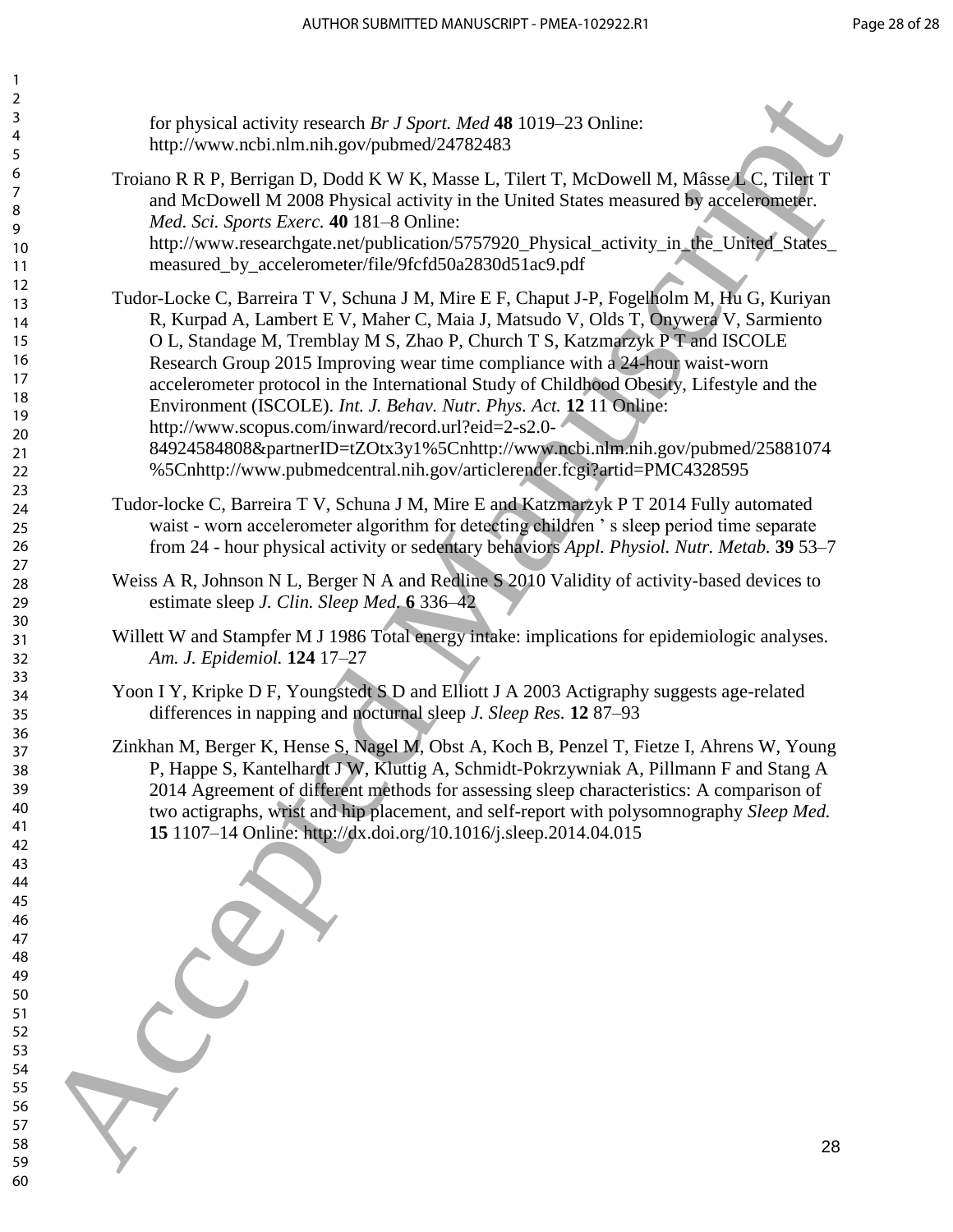for physical activity research *Br J Sport. Med* **48** 1019–23 Online: http://www.ncbi.nlm.nih.gov/pubmed/24782483

Troiano R R P, Berrigan D, Dodd K W K, Masse L, Tilert T, McDowell M, Mâsse L C, Tilert T and McDowell M 2008 Physical activity in the United States measured by accelerometer. *Med. Sci. Sports Exerc.* **40** 181–8 Online: http://www.researchgate.net/publication/5757920_Physical_activity_in_the_United_States_measured_by_accelerometer/file/9fcfd50a2830d51ac9.pdf

Tudor-Locke C, Barreira T V, Schuna J M, Mire E F, Chaput J-P, Fogelholm M, Hu G, Kuriyan R, Kurpad A, Lambert E V, Maher C, Maia J, Matsudo V, Olds T, Onywera V, Sarmiento O L, Standage M, Tremblay M S, Zhao P, Church T S, Katzmarzyk P T and ISCOLE Research Group 2015 Improving wear time compliance with a 24-hour waist-worn accelerometer protocol in the International Study of Childhood Obesity, Lifestyle and the Environment (ISCOLE). *Int. J. Behav. Nutr. Phys. Act.* **12** 11 Online: http://www.scopus.com/inward/record.url?eid=2-s2.0-84924584808&partnerID=tZOtx3y1%5Cnhttp://www.ncbi.nlm.nih.gov/pubmed/25881074%5Cnhttp://www.pubmedcentral.nih.gov/articlerender.fcgi?artid=PMC4328595

Tudor-locke C, Barreira T V, Schuna J M, Mire E and Katzmarzyk P T 2014 Fully automated waist - worn accelerometer algorithm for detecting children ' s sleep period time separate from 24 - hour physical activity or sedentary behaviors *Appl. Physiol. Nutr. Metab.* **39** 53–7

Weiss A R, Johnson N L, Berger N A and Redline S 2010 Validity of activity-based devices to estimate sleep *J. Clin. Sleep Med.* **6** 336–42

Willett W and Stampfer M J 1986 Total energy intake: implications for epidemiologic analyses. *Am. J. Epidemiol.* **124** 17–27

Yoon I Y, Kripke D F, Youngstedt S D and Elliott J A 2003 Actigraphy suggests age-related differences in napping and nocturnal sleep *J. Sleep Res.* **12** 87–93

Zinkhan M, Berger K, Hense S, Nagel M, Obst A, Koch B, Penzel T, Fietze I, Ahrens W, Young P, Happe S, Kantelhardt J W, Kluttig A, Schmidt-Pokrzywniak A, Pillmann F and Stang A 2014 Agreement of different methods for assessing sleep characteristics: A comparison of two actigraphs, wrist and hip placement, and self-report with polysomnography *Sleep Med.* **15** 1107–14 Online: http://dx.doi.org/10.1016/j.sleep.2014.04.015